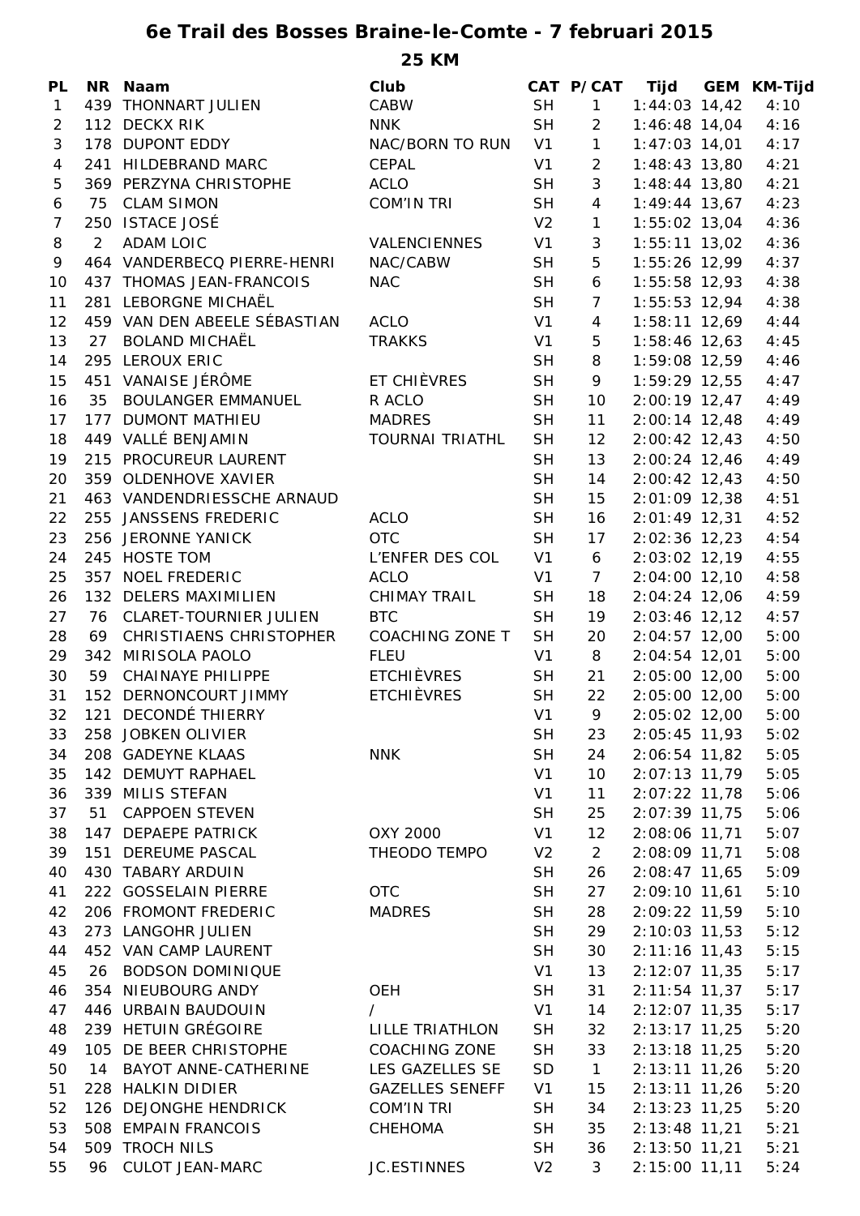# 6e Trail des Bosses Braine-le-Comte - 7 februari 2015

## 25 KM

| PL | NR | Naam | Club | CAT | P/CAT | Tijd | GEM | KM-Tijd |
|---|---|---|---|---|---|---|---|---|
| 1 | 439 | THONNART JULIEN | CABW | SH | 1 | 1:44:03 | 14,42 | 4:10 |
| 2 | 112 | DECKX RIK | NNK | SH | 2 | 1:46:48 | 14,04 | 4:16 |
| 3 | 178 | DUPONT EDDY | NAC/BORN TO RUN | V1 | 1 | 1:47:03 | 14,01 | 4:17 |
| 4 | 241 | HILDEBRAND MARC | CEPAL | V1 | 2 | 1:48:43 | 13,80 | 4:21 |
| 5 | 369 | PERZYNA CHRISTOPHE | ACLO | SH | 3 | 1:48:44 | 13,80 | 4:21 |
| 6 | 75 | CLAM SIMON | COM'IN TRI | SH | 4 | 1:49:44 | 13,67 | 4:23 |
| 7 | 250 | ISTACE JOSÉ | | V2 | 1 | 1:55:02 | 13,04 | 4:36 |
| 8 | 2 | ADAM LOIC | VALENCIENNES | V1 | 3 | 1:55:11 | 13,02 | 4:36 |
| 9 | 464 | VANDERBECQ PIERRE-HENRI | NAC/CABW | SH | 5 | 1:55:26 | 12,99 | 4:37 |
| 10 | 437 | THOMAS JEAN-FRANCOIS | NAC | SH | 6 | 1:55:58 | 12,93 | 4:38 |
| 11 | 281 | LEBORGNE MICHAËL | | SH | 7 | 1:55:53 | 12,94 | 4:38 |
| 12 | 459 | VAN DEN ABEELE SÉBASTIAN | ACLO | V1 | 4 | 1:58:11 | 12,69 | 4:44 |
| 13 | 27 | BOLAND MICHAËL | TRAKKS | V1 | 5 | 1:58:46 | 12,63 | 4:45 |
| 14 | 295 | LEROUX ERIC | | SH | 8 | 1:59:08 | 12,59 | 4:46 |
| 15 | 451 | VANAISE JÉRÔME | ET CHIÈVRES | SH | 9 | 1:59:29 | 12,55 | 4:47 |
| 16 | 35 | BOULANGER EMMANUEL | R ACLO | SH | 10 | 2:00:19 | 12,47 | 4:49 |
| 17 | 177 | DUMONT MATHIEU | MADRES | SH | 11 | 2:00:14 | 12,48 | 4:49 |
| 18 | 449 | VALLÉ BENJAMIN | TOURNAI TRIATHL | SH | 12 | 2:00:42 | 12,43 | 4:50 |
| 19 | 215 | PROCUREUR LAURENT | | SH | 13 | 2:00:24 | 12,46 | 4:49 |
| 20 | 359 | OLDENHOVE XAVIER | | SH | 14 | 2:00:42 | 12,43 | 4:50 |
| 21 | 463 | VANDENDRIESSCHE ARNAUD | | SH | 15 | 2:01:09 | 12,38 | 4:51 |
| 22 | 255 | JANSSENS FREDERIC | ACLO | SH | 16 | 2:01:49 | 12,31 | 4:52 |
| 23 | 256 | JERONNE YANICK | OTC | SH | 17 | 2:02:36 | 12,23 | 4:54 |
| 24 | 245 | HOSTE TOM | L'ENFER DES COL | V1 | 6 | 2:03:02 | 12,19 | 4:55 |
| 25 | 357 | NOEL FREDERIC | ACLO | V1 | 7 | 2:04:00 | 12,10 | 4:58 |
| 26 | 132 | DELERS MAXIMILIEN | CHIMAY TRAIL | SH | 18 | 2:04:24 | 12,06 | 4:59 |
| 27 | 76 | CLARET-TOURNIER JULIEN | BTC | SH | 19 | 2:03:46 | 12,12 | 4:57 |
| 28 | 69 | CHRISTIAENS CHRISTOPHER | COACHING ZONE T | SH | 20 | 2:04:57 | 12,00 | 5:00 |
| 29 | 342 | MIRISOLA PAOLO | FLEU | V1 | 8 | 2:04:54 | 12,01 | 5:00 |
| 30 | 59 | CHAINAYE PHILIPPE | ETCHIÈVRES | SH | 21 | 2:05:00 | 12,00 | 5:00 |
| 31 | 152 | DERNONCOURT JIMMY | ETCHIÈVRES | SH | 22 | 2:05:00 | 12,00 | 5:00 |
| 32 | 121 | DECONDÉ THIERRY | | V1 | 9 | 2:05:02 | 12,00 | 5:00 |
| 33 | 258 | JOBKEN OLIVIER | | SH | 23 | 2:05:45 | 11,93 | 5:02 |
| 34 | 208 | GADEYNE KLAAS | NNK | SH | 24 | 2:06:54 | 11,82 | 5:05 |
| 35 | 142 | DEMUYT RAPHAEL | | V1 | 10 | 2:07:13 | 11,79 | 5:05 |
| 36 | 339 | MILIS STEFAN | | V1 | 11 | 2:07:22 | 11,78 | 5:06 |
| 37 | 51 | CAPPOEN STEVEN | | SH | 25 | 2:07:39 | 11,75 | 5:06 |
| 38 | 147 | DEPAEPE PATRICK | OXY 2000 | V1 | 12 | 2:08:06 | 11,71 | 5:07 |
| 39 | 151 | DEREUME PASCAL | THEODO TEMPO | V2 | 2 | 2:08:09 | 11,71 | 5:08 |
| 40 | 430 | TABARY ARDUIN | | SH | 26 | 2:08:47 | 11,65 | 5:09 |
| 41 | 222 | GOSSELAIN PIERRE | OTC | SH | 27 | 2:09:10 | 11,61 | 5:10 |
| 42 | 206 | FROMONT FREDERIC | MADRES | SH | 28 | 2:09:22 | 11,59 | 5:10 |
| 43 | 273 | LANGOHR JULIEN | | SH | 29 | 2:10:03 | 11,53 | 5:12 |
| 44 | 452 | VAN CAMP LAURENT | | SH | 30 | 2:11:16 | 11,43 | 5:15 |
| 45 | 26 | BODSON DOMINIQUE | | V1 | 13 | 2:12:07 | 11,35 | 5:17 |
| 46 | 354 | NIEUBOURG ANDY | OEH | SH | 31 | 2:11:54 | 11,37 | 5:17 |
| 47 | 446 | URBAIN BAUDOUIN | / | V1 | 14 | 2:12:07 | 11,35 | 5:17 |
| 48 | 239 | HETUIN GRÉGOIRE | LILLE TRIATHLON | SH | 32 | 2:13:17 | 11,25 | 5:20 |
| 49 | 105 | DE BEER CHRISTOPHE | COACHING ZONE | SH | 33 | 2:13:18 | 11,25 | 5:20 |
| 50 | 14 | BAYOT ANNE-CATHERINE | LES GAZELLES SE | SD | 1 | 2:13:11 | 11,26 | 5:20 |
| 51 | 228 | HALKIN DIDIER | GAZELLES SENEFF | V1 | 15 | 2:13:11 | 11,26 | 5:20 |
| 52 | 126 | DEJONGHE HENDRICK | COM'IN TRI | SH | 34 | 2:13:23 | 11,25 | 5:20 |
| 53 | 508 | EMPAIN FRANCOIS | CHEHOMA | SH | 35 | 2:13:48 | 11,21 | 5:21 |
| 54 | 509 | TROCH NILS | | SH | 36 | 2:13:50 | 11,21 | 5:21 |
| 55 | 96 | CULOT JEAN-MARC | JC.ESTINNES | V2 | 3 | 2:15:00 | 11,11 | 5:24 |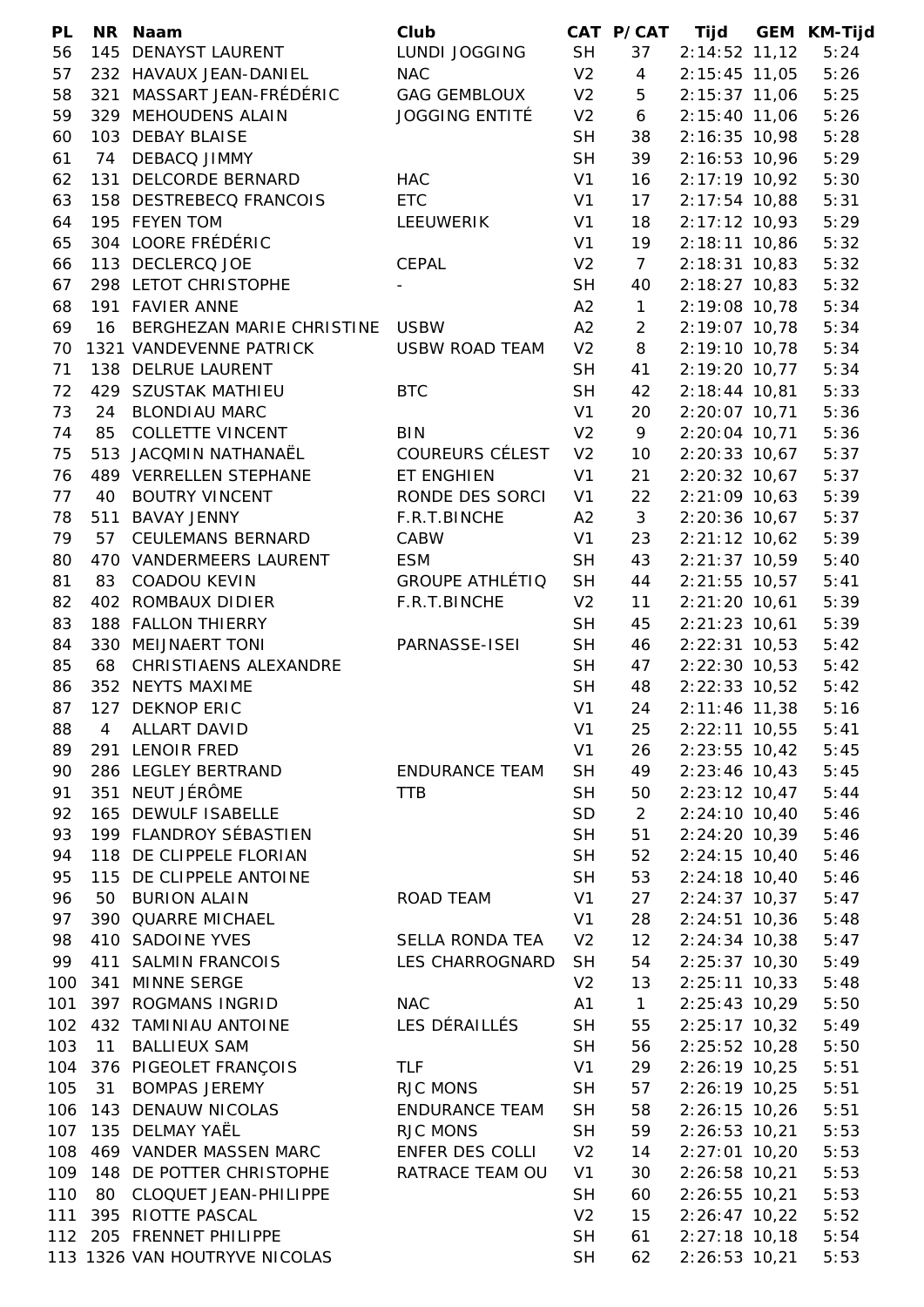| PL | NR | Naam | Club | CAT | P/CAT | Tijd | GEM | KM-Tijd |
|---|---|---|---|---|---|---|---|---|
| 56 | 145 | DENAYST LAURENT | LUNDI JOGGING | SH | 37 | 2:14:52 | 11,12 | 5:24 |
| 57 | 232 | HAVAUX JEAN-DANIEL | NAC | V2 | 4 | 2:15:45 | 11,05 | 5:26 |
| 58 | 321 | MASSART JEAN-FRÉDÉRIC | GAG GEMBLOUX | V2 | 5 | 2:15:37 | 11,06 | 5:25 |
| 59 | 329 | MEHOUDENS ALAIN | JOGGING ENTITÉ | V2 | 6 | 2:15:40 | 11,06 | 5:26 |
| 60 | 103 | DEBAY BLAISE | | SH | 38 | 2:16:35 | 10,98 | 5:28 |
| 61 | 74 | DEBACQ JIMMY | | SH | 39 | 2:16:53 | 10,96 | 5:29 |
| 62 | 131 | DELCORDE BERNARD | HAC | V1 | 16 | 2:17:19 | 10,92 | 5:30 |
| 63 | 158 | DESTREBECQ FRANCOIS | ETC | V1 | 17 | 2:17:54 | 10,88 | 5:31 |
| 64 | 195 | FEYEN TOM | LEEUWERIK | V1 | 18 | 2:17:12 | 10,93 | 5:29 |
| 65 | 304 | LOORE FRÉDÉRIC | | V1 | 19 | 2:18:11 | 10,86 | 5:32 |
| 66 | 113 | DECLERCQ JOE | CEPAL | V2 | 7 | 2:18:31 | 10,83 | 5:32 |
| 67 | 298 | LETOT CHRISTOPHE | - | SH | 40 | 2:18:27 | 10,83 | 5:32 |
| 68 | 191 | FAVIER ANNE | | A2 | 1 | 2:19:08 | 10,78 | 5:34 |
| 69 | 16 | BERGHEZAN MARIE CHRISTINE | USBW | A2 | 2 | 2:19:07 | 10,78 | 5:34 |
| 70 | 1321 | VANDEVENNE PATRICK | USBW ROAD TEAM | V2 | 8 | 2:19:10 | 10,78 | 5:34 |
| 71 | 138 | DELRUE LAURENT | | SH | 41 | 2:19:20 | 10,77 | 5:34 |
| 72 | 429 | SZUSTAK MATHIEU | BTC | SH | 42 | 2:18:44 | 10,81 | 5:33 |
| 73 | 24 | BLONDIAU MARC | | V1 | 20 | 2:20:07 | 10,71 | 5:36 |
| 74 | 85 | COLLETTE VINCENT | BIN | V2 | 9 | 2:20:04 | 10,71 | 5:36 |
| 75 | 513 | JACQMIN NATHANAËL | COUREURS CÉLEST | V2 | 10 | 2:20:33 | 10,67 | 5:37 |
| 76 | 489 | VERRELLEN STEPHANE | ET ENGHIEN | V1 | 21 | 2:20:32 | 10,67 | 5:37 |
| 77 | 40 | BOUTRY VINCENT | RONDE DES SORCI | V1 | 22 | 2:21:09 | 10,63 | 5:39 |
| 78 | 511 | BAVAY JENNY | F.R.T.BINCHE | A2 | 3 | 2:20:36 | 10,67 | 5:37 |
| 79 | 57 | CEULEMANS BERNARD | CABW | V1 | 23 | 2:21:12 | 10,62 | 5:39 |
| 80 | 470 | VANDERMEERS LAURENT | ESM | SH | 43 | 2:21:37 | 10,59 | 5:40 |
| 81 | 83 | COADOU KEVIN | GROUPE ATHLÉTIQ | SH | 44 | 2:21:55 | 10,57 | 5:41 |
| 82 | 402 | ROMBAUX DIDIER | F.R.T.BINCHE | V2 | 11 | 2:21:20 | 10,61 | 5:39 |
| 83 | 188 | FALLON THIERRY | | SH | 45 | 2:21:23 | 10,61 | 5:39 |
| 84 | 330 | MEIJNAERT TONI | PARNASSE-ISEI | SH | 46 | 2:22:31 | 10,53 | 5:42 |
| 85 | 68 | CHRISTIAENS ALEXANDRE | | SH | 47 | 2:22:30 | 10,53 | 5:42 |
| 86 | 352 | NEYTS MAXIME | | SH | 48 | 2:22:33 | 10,52 | 5:42 |
| 87 | 127 | DEKNOP ERIC | | V1 | 24 | 2:11:46 | 11,38 | 5:16 |
| 88 | 4 | ALLART DAVID | | V1 | 25 | 2:22:11 | 10,55 | 5:41 |
| 89 | 291 | LENOIR FRED | | V1 | 26 | 2:23:55 | 10,42 | 5:45 |
| 90 | 286 | LEGLEY BERTRAND | ENDURANCE TEAM | SH | 49 | 2:23:46 | 10,43 | 5:45 |
| 91 | 351 | NEUT JÉRÔME | TTB | SH | 50 | 2:23:12 | 10,47 | 5:44 |
| 92 | 165 | DEWULF ISABELLE | | SD | 2 | 2:24:10 | 10,40 | 5:46 |
| 93 | 199 | FLANDROY SÉBASTIEN | | SH | 51 | 2:24:20 | 10,39 | 5:46 |
| 94 | 118 | DE CLIPPELE FLORIAN | | SH | 52 | 2:24:15 | 10,40 | 5:46 |
| 95 | 115 | DE CLIPPELE ANTOINE | | SH | 53 | 2:24:18 | 10,40 | 5:46 |
| 96 | 50 | BURION ALAIN | ROAD TEAM | V1 | 27 | 2:24:37 | 10,37 | 5:47 |
| 97 | 390 | QUARRE MICHAEL | | V1 | 28 | 2:24:51 | 10,36 | 5:48 |
| 98 | 410 | SADOINE YVES | SELLA RONDA TEA | V2 | 12 | 2:24:34 | 10,38 | 5:47 |
| 99 | 411 | SALMIN FRANCOIS | LES CHARROGNARD | SH | 54 | 2:25:37 | 10,30 | 5:49 |
| 100 | 341 | MINNE SERGE | | V2 | 13 | 2:25:11 | 10,33 | 5:48 |
| 101 | 397 | ROGMANS INGRID | NAC | A1 | 1 | 2:25:43 | 10,29 | 5:50 |
| 102 | 432 | TAMINIAU ANTOINE | LES DÉRAILLÉS | SH | 55 | 2:25:17 | 10,32 | 5:49 |
| 103 | 11 | BALLIEUX SAM | | SH | 56 | 2:25:52 | 10,28 | 5:50 |
| 104 | 376 | PIGEOLET FRANÇOIS | TLF | V1 | 29 | 2:26:19 | 10,25 | 5:51 |
| 105 | 31 | BOMPAS JEREMY | RJC MONS | SH | 57 | 2:26:19 | 10,25 | 5:51 |
| 106 | 143 | DENAUW NICOLAS | ENDURANCE TEAM | SH | 58 | 2:26:15 | 10,26 | 5:51 |
| 107 | 135 | DELMAY YAËL | RJC MONS | SH | 59 | 2:26:53 | 10,21 | 5:53 |
| 108 | 469 | VANDER MASSEN MARC | ENFER DES COLLI | V2 | 14 | 2:27:01 | 10,20 | 5:53 |
| 109 | 148 | DE POTTER CHRISTOPHE | RATRACE TEAM OU | V1 | 30 | 2:26:58 | 10,21 | 5:53 |
| 110 | 80 | CLOQUET JEAN-PHILIPPE | | SH | 60 | 2:26:55 | 10,21 | 5:53 |
| 111 | 395 | RIOTTE PASCAL | | V2 | 15 | 2:26:47 | 10,22 | 5:52 |
| 112 | 205 | FRENNET PHILIPPE | | SH | 61 | 2:27:18 | 10,18 | 5:54 |
| 113 | 1326 | VAN HOUTRYVE NICOLAS | | SH | 62 | 2:26:53 | 10,21 | 5:53 |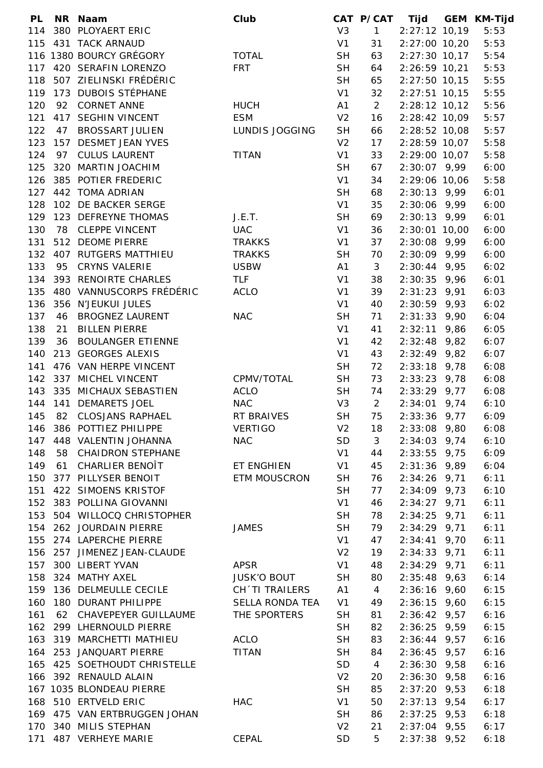| PL | NR | Naam | Club | CAT | P/CAT | Tijd | GEM | KM-Tijd |
|---|---|---|---|---|---|---|---|---|
| 114 | 380 | PLOYAERT ERIC | | V3 | 1 | 2:27:12 | 10,19 | 5:53 |
| 115 | 431 | TACK ARNAUD | | V1 | 31 | 2:27:00 | 10,20 | 5:53 |
| 116 | 1380 | BOURCY GRÉGORY | TOTAL | SH | 63 | 2:27:30 | 10,17 | 5:54 |
| 117 | 420 | SERAFIN LORENZO | FRT | SH | 64 | 2:26:59 | 10,21 | 5:53 |
| 118 | 507 | ZIELINSKI FRÉDÉRIC | | SH | 65 | 2:27:50 | 10,15 | 5:55 |
| 119 | 173 | DUBOIS STÉPHANE | | V1 | 32 | 2:27:51 | 10,15 | 5:55 |
| 120 | 92 | CORNET ANNE | HUCH | A1 | 2 | 2:28:12 | 10,12 | 5:56 |
| 121 | 417 | SEGHIN VINCENT | ESM | V2 | 16 | 2:28:42 | 10,09 | 5:57 |
| 122 | 47 | BROSSART JULIEN | LUNDIS JOGGING | SH | 66 | 2:28:52 | 10,08 | 5:57 |
| 123 | 157 | DESMET JEAN YVES | | V2 | 17 | 2:28:59 | 10,07 | 5:58 |
| 124 | 97 | CULUS LAURENT | TITAN | V1 | 33 | 2:29:00 | 10,07 | 5:58 |
| 125 | 320 | MARTIN JOACHIM | | SH | 67 | 2:30:07 | 9,99 | 6:00 |
| 126 | 385 | POTIER FREDERIC | | V1 | 34 | 2:29:06 | 10,06 | 5:58 |
| 127 | 442 | TOMA ADRIAN | | SH | 68 | 2:30:13 | 9,99 | 6:01 |
| 128 | 102 | DE BACKER SERGE | | V1 | 35 | 2:30:06 | 9,99 | 6:00 |
| 129 | 123 | DEFREYNE THOMAS | J.E.T. | SH | 69 | 2:30:13 | 9,99 | 6:01 |
| 130 | 78 | CLEPPE VINCENT | UAC | V1 | 36 | 2:30:01 | 10,00 | 6:00 |
| 131 | 512 | DEOME PIERRE | TRAKKS | V1 | 37 | 2:30:08 | 9,99 | 6:00 |
| 132 | 407 | RUTGERS MATTHIEU | TRAKKS | SH | 70 | 2:30:09 | 9,99 | 6:00 |
| 133 | 95 | CRYNS VALERIE | USBW | A1 | 3 | 2:30:44 | 9,95 | 6:02 |
| 134 | 393 | RENOIRTE CHARLES | TLF | V1 | 38 | 2:30:35 | 9,96 | 6:01 |
| 135 | 480 | VANNUSCORPS FRÉDÉRIC | ACLO | V1 | 39 | 2:31:23 | 9,91 | 6:03 |
| 136 | 356 | N'JEUKUI JULES | | V1 | 40 | 2:30:59 | 9,93 | 6:02 |
| 137 | 46 | BROGNEZ LAURENT | NAC | SH | 71 | 2:31:33 | 9,90 | 6:04 |
| 138 | 21 | BILLEN PIERRE | | V1 | 41 | 2:32:11 | 9,86 | 6:05 |
| 139 | 36 | BOULANGER ETIENNE | | V1 | 42 | 2:32:48 | 9,82 | 6:07 |
| 140 | 213 | GEORGES ALEXIS | | V1 | 43 | 2:32:49 | 9,82 | 6:07 |
| 141 | 476 | VAN HERPE VINCENT | | SH | 72 | 2:33:18 | 9,78 | 6:08 |
| 142 | 337 | MICHEL VINCENT | CPMV/TOTAL | SH | 73 | 2:33:23 | 9,78 | 6:08 |
| 143 | 335 | MICHAUX SEBASTIEN | ACLO | SH | 74 | 2:33:29 | 9,77 | 6:08 |
| 144 | 141 | DEMARETS JOEL | NAC | V3 | 2 | 2:34:01 | 9,74 | 6:10 |
| 145 | 82 | CLOSJANS RAPHAEL | RT BRAIVES | SH | 75 | 2:33:36 | 9,77 | 6:09 |
| 146 | 386 | POTTIEZ PHILIPPE | VERTIGO | V2 | 18 | 2:33:08 | 9,80 | 6:08 |
| 147 | 448 | VALENTIN JOHANNA | NAC | SD | 3 | 2:34:03 | 9,74 | 6:10 |
| 148 | 58 | CHAIDRON STEPHANE | | V1 | 44 | 2:33:55 | 9,75 | 6:09 |
| 149 | 61 | CHARLIER BENOÎT | ET ENGHIEN | V1 | 45 | 2:31:36 | 9,89 | 6:04 |
| 150 | 377 | PILLYSER BENOIT | ETM MOUSCRON | SH | 76 | 2:34:26 | 9,71 | 6:11 |
| 151 | 422 | SIMOENS KRISTOF | | SH | 77 | 2:34:09 | 9,73 | 6:10 |
| 152 | 383 | POLLINA GIOVANNI | | V1 | 46 | 2:34:27 | 9,71 | 6:11 |
| 153 | 504 | WILLOCQ CHRISTOPHER | | SH | 78 | 2:34:25 | 9,71 | 6:11 |
| 154 | 262 | JOURDAIN PIERRE | JAMES | SH | 79 | 2:34:29 | 9,71 | 6:11 |
| 155 | 274 | LAPERCHE PIERRE | | V1 | 47 | 2:34:41 | 9,70 | 6:11 |
| 156 | 257 | JIMENEZ JEAN-CLAUDE | | V2 | 19 | 2:34:33 | 9,71 | 6:11 |
| 157 | 300 | LIBERT YVAN | APSR | V1 | 48 | 2:34:29 | 9,71 | 6:11 |
| 158 | 324 | MATHY AXEL | JUSK'O BOUT | SH | 80 | 2:35:48 | 9,63 | 6:14 |
| 159 | 136 | DELMEULLE CECILE | CH´TI TRAILERS | A1 | 4 | 2:36:16 | 9,60 | 6:15 |
| 160 | 180 | DURANT PHILIPPE | SELLA RONDA TEA | V1 | 49 | 2:36:15 | 9,60 | 6:15 |
| 161 | 62 | CHAVEPEYER GUILLAUME | THE SPORTERS | SH | 81 | 2:36:42 | 9,57 | 6:16 |
| 162 | 299 | LHERNOULD PIERRE | | SH | 82 | 2:36:25 | 9,59 | 6:15 |
| 163 | 319 | MARCHETTI MATHIEU | ACLO | SH | 83 | 2:36:44 | 9,57 | 6:16 |
| 164 | 253 | JANQUART PIERRE | TITAN | SH | 84 | 2:36:45 | 9,57 | 6:16 |
| 165 | 425 | SOETHOUDT CHRISTELLE | | SD | 4 | 2:36:30 | 9,58 | 6:16 |
| 166 | 392 | RENAULD ALAIN | | V2 | 20 | 2:36:30 | 9,58 | 6:16 |
| 167 | 1035 | BLONDEAU PIERRE | | SH | 85 | 2:37:20 | 9,53 | 6:18 |
| 168 | 510 | ERTVELD ERIC | HAC | V1 | 50 | 2:37:13 | 9,54 | 6:17 |
| 169 | 475 | VAN ERTBRUGGEN JOHAN | | SH | 86 | 2:37:25 | 9,53 | 6:18 |
| 170 | 340 | MILIS STEPHAN | | V2 | 21 | 2:37:04 | 9,55 | 6:17 |
| 171 | 487 | VERHEYE MARIE | CEPAL | SD | 5 | 2:37:38 | 9,52 | 6:18 |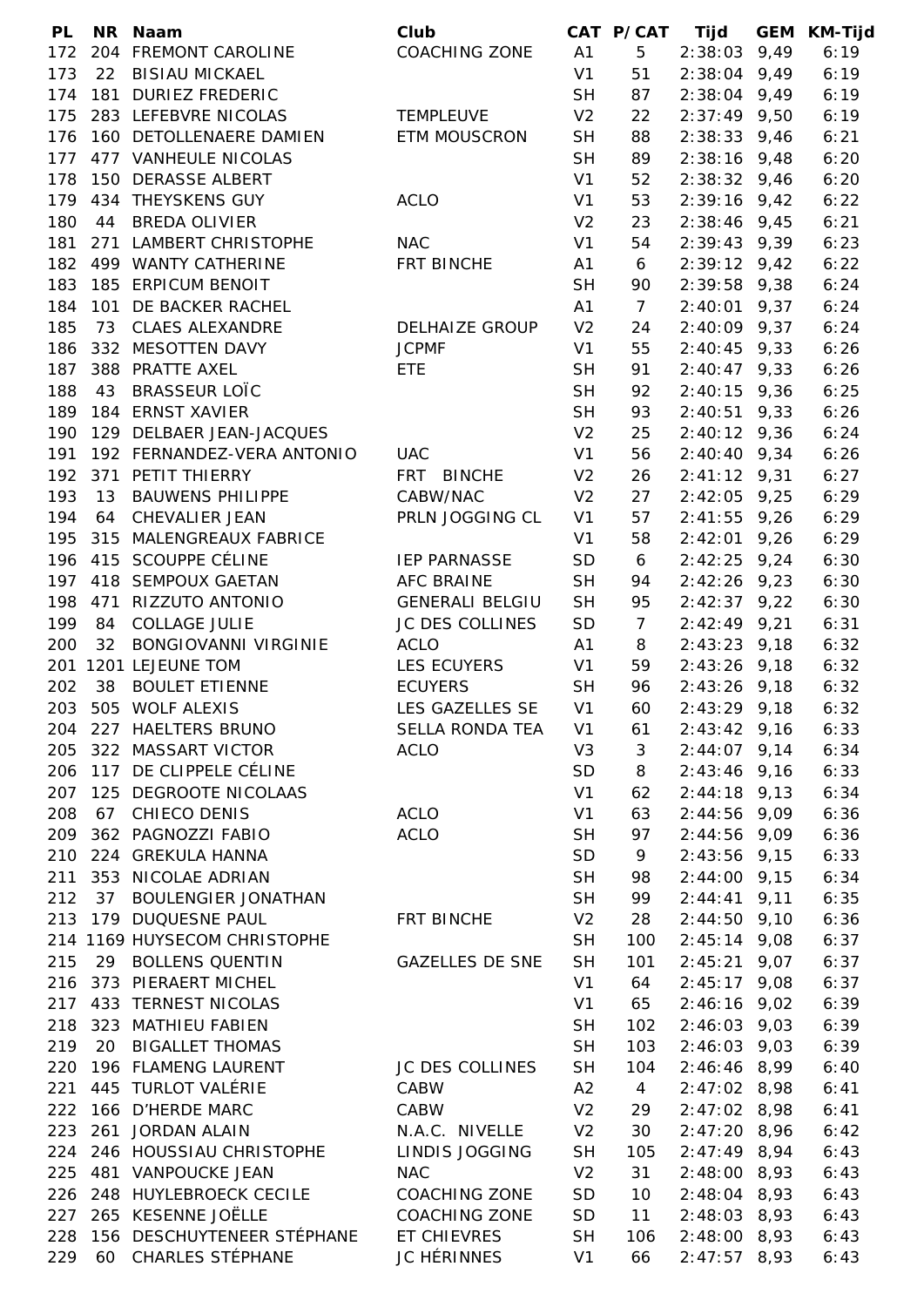| PL | NR | Naam | Club | CAT | P/CAT | Tijd | GEM | KM-Tijd |
|---|---|---|---|---|---|---|---|---|
| 172 | 204 | FREMONT CAROLINE | COACHING ZONE | A1 | 5 | 2:38:03 | 9,49 | 6:19 |
| 173 | 22 | BISIAU MICKAEL | | V1 | 51 | 2:38:04 | 9,49 | 6:19 |
| 174 | 181 | DURIEZ FREDERIC | | SH | 87 | 2:38:04 | 9,49 | 6:19 |
| 175 | 283 | LEFEBVRE NICOLAS | TEMPLEUVE | V2 | 22 | 2:37:49 | 9,50 | 6:19 |
| 176 | 160 | DETOLLENAERE DAMIEN | ETM MOUSCRON | SH | 88 | 2:38:33 | 9,46 | 6:21 |
| 177 | 477 | VANHEULE NICOLAS | | SH | 89 | 2:38:16 | 9,48 | 6:20 |
| 178 | 150 | DERASSE ALBERT | | V1 | 52 | 2:38:32 | 9,46 | 6:20 |
| 179 | 434 | THEYSKENS GUY | ACLO | V1 | 53 | 2:39:16 | 9,42 | 6:22 |
| 180 | 44 | BREDA OLIVIER | | V2 | 23 | 2:38:46 | 9,45 | 6:21 |
| 181 | 271 | LAMBERT CHRISTOPHE | NAC | V1 | 54 | 2:39:43 | 9,39 | 6:23 |
| 182 | 499 | WANTY CATHERINE | FRT BINCHE | A1 | 6 | 2:39:12 | 9,42 | 6:22 |
| 183 | 185 | ERPICUM BENOIT | | SH | 90 | 2:39:58 | 9,38 | 6:24 |
| 184 | 101 | DE BACKER RACHEL | | A1 | 7 | 2:40:01 | 9,37 | 6:24 |
| 185 | 73 | CLAES ALEXANDRE | DELHAIZE GROUP | V2 | 24 | 2:40:09 | 9,37 | 6:24 |
| 186 | 332 | MESOTTEN DAVY | JCPMF | V1 | 55 | 2:40:45 | 9,33 | 6:26 |
| 187 | 388 | PRATTE AXEL | ETE | SH | 91 | 2:40:47 | 9,33 | 6:26 |
| 188 | 43 | BRASSEUR LOÏC | | SH | 92 | 2:40:15 | 9,36 | 6:25 |
| 189 | 184 | ERNST XAVIER | | SH | 93 | 2:40:51 | 9,33 | 6:26 |
| 190 | 129 | DELBAER JEAN-JACQUES | | V2 | 25 | 2:40:12 | 9,36 | 6:24 |
| 191 | 192 | FERNANDEZ-VERA ANTONIO | UAC | V1 | 56 | 2:40:40 | 9,34 | 6:26 |
| 192 | 371 | PETIT THIERRY | FRT BINCHE | V2 | 26 | 2:41:12 | 9,31 | 6:27 |
| 193 | 13 | BAUWENS PHILIPPE | CABW/NAC | V2 | 27 | 2:42:05 | 9,25 | 6:29 |
| 194 | 64 | CHEVALIER JEAN | PRLN JOGGING CL | V1 | 57 | 2:41:55 | 9,26 | 6:29 |
| 195 | 315 | MALENGREAUX FABRICE | | V1 | 58 | 2:42:01 | 9,26 | 6:29 |
| 196 | 415 | SCOUPPE CÉLINE | IEP PARNASSE | SD | 6 | 2:42:25 | 9,24 | 6:30 |
| 197 | 418 | SEMPOUX GAETAN | AFC BRAINE | SH | 94 | 2:42:26 | 9,23 | 6:30 |
| 198 | 471 | RIZZUTO ANTONIO | GENERALI BELGIU | SH | 95 | 2:42:37 | 9,22 | 6:30 |
| 199 | 84 | COLLAGE JULIE | JC DES COLLINES | SD | 7 | 2:42:49 | 9,21 | 6:31 |
| 200 | 32 | BONGIOVANNI VIRGINIE | ACLO | A1 | 8 | 2:43:23 | 9,18 | 6:32 |
| 201 | 1201 | LEJEUNE TOM | LES ECUYERS | V1 | 59 | 2:43:26 | 9,18 | 6:32 |
| 202 | 38 | BOULET ETIENNE | ECUYERS | SH | 96 | 2:43:26 | 9,18 | 6:32 |
| 203 | 505 | WOLF ALEXIS | LES GAZELLES SE | V1 | 60 | 2:43:29 | 9,18 | 6:32 |
| 204 | 227 | HAELTERS BRUNO | SELLA RONDA TEA | V1 | 61 | 2:43:42 | 9,16 | 6:33 |
| 205 | 322 | MASSART VICTOR | ACLO | V3 | 3 | 2:44:07 | 9,14 | 6:34 |
| 206 | 117 | DE CLIPPELE CÉLINE | | SD | 8 | 2:43:46 | 9,16 | 6:33 |
| 207 | 125 | DEGROOTE NICOLAAS | | V1 | 62 | 2:44:18 | 9,13 | 6:34 |
| 208 | 67 | CHIECO DENIS | ACLO | V1 | 63 | 2:44:56 | 9,09 | 6:36 |
| 209 | 362 | PAGNOZZI FABIO | ACLO | SH | 97 | 2:44:56 | 9,09 | 6:36 |
| 210 | 224 | GREKULA HANNA | | SD | 9 | 2:43:56 | 9,15 | 6:33 |
| 211 | 353 | NICOLAE ADRIAN | | SH | 98 | 2:44:00 | 9,15 | 6:34 |
| 212 | 37 | BOULENGIER JONATHAN | | SH | 99 | 2:44:41 | 9,11 | 6:35 |
| 213 | 179 | DUQUESNE PAUL | FRT BINCHE | V2 | 28 | 2:44:50 | 9,10 | 6:36 |
| 214 | 1169 | HUYSECOM CHRISTOPHE | | SH | 100 | 2:45:14 | 9,08 | 6:37 |
| 215 | 29 | BOLLENS QUENTIN | GAZELLES DE SNE | SH | 101 | 2:45:21 | 9,07 | 6:37 |
| 216 | 373 | PIERAERT MICHEL | | V1 | 64 | 2:45:17 | 9,08 | 6:37 |
| 217 | 433 | TERNEST NICOLAS | | V1 | 65 | 2:46:16 | 9,02 | 6:39 |
| 218 | 323 | MATHIEU FABIEN | | SH | 102 | 2:46:03 | 9,03 | 6:39 |
| 219 | 20 | BIGALLET THOMAS | | SH | 103 | 2:46:03 | 9,03 | 6:39 |
| 220 | 196 | FLAMENG LAURENT | JC DES COLLINES | SH | 104 | 2:46:46 | 8,99 | 6:40 |
| 221 | 445 | TURLOT VALÉRIE | CABW | A2 | 4 | 2:47:02 | 8,98 | 6:41 |
| 222 | 166 | D'HERDE MARC | CABW | V2 | 29 | 2:47:02 | 8,98 | 6:41 |
| 223 | 261 | JORDAN ALAIN | N.A.C. NIVELLE | V2 | 30 | 2:47:20 | 8,96 | 6:42 |
| 224 | 246 | HOUSSIAU CHRISTOPHE | LINDIS JOGGING | SH | 105 | 2:47:49 | 8,94 | 6:43 |
| 225 | 481 | VANPOUCKE JEAN | NAC | V2 | 31 | 2:48:00 | 8,93 | 6:43 |
| 226 | 248 | HUYLEBROECK CECILE | COACHING ZONE | SD | 10 | 2:48:04 | 8,93 | 6:43 |
| 227 | 265 | KESENNE JOËLLE | COACHING ZONE | SD | 11 | 2:48:03 | 8,93 | 6:43 |
| 228 | 156 | DESCHUYTENEER STÉPHANE | ET CHIEVRES | SH | 106 | 2:48:00 | 8,93 | 6:43 |
| 229 | 60 | CHARLES STÉPHANE | JC HÉRINNES | V1 | 66 | 2:47:57 | 8,93 | 6:43 |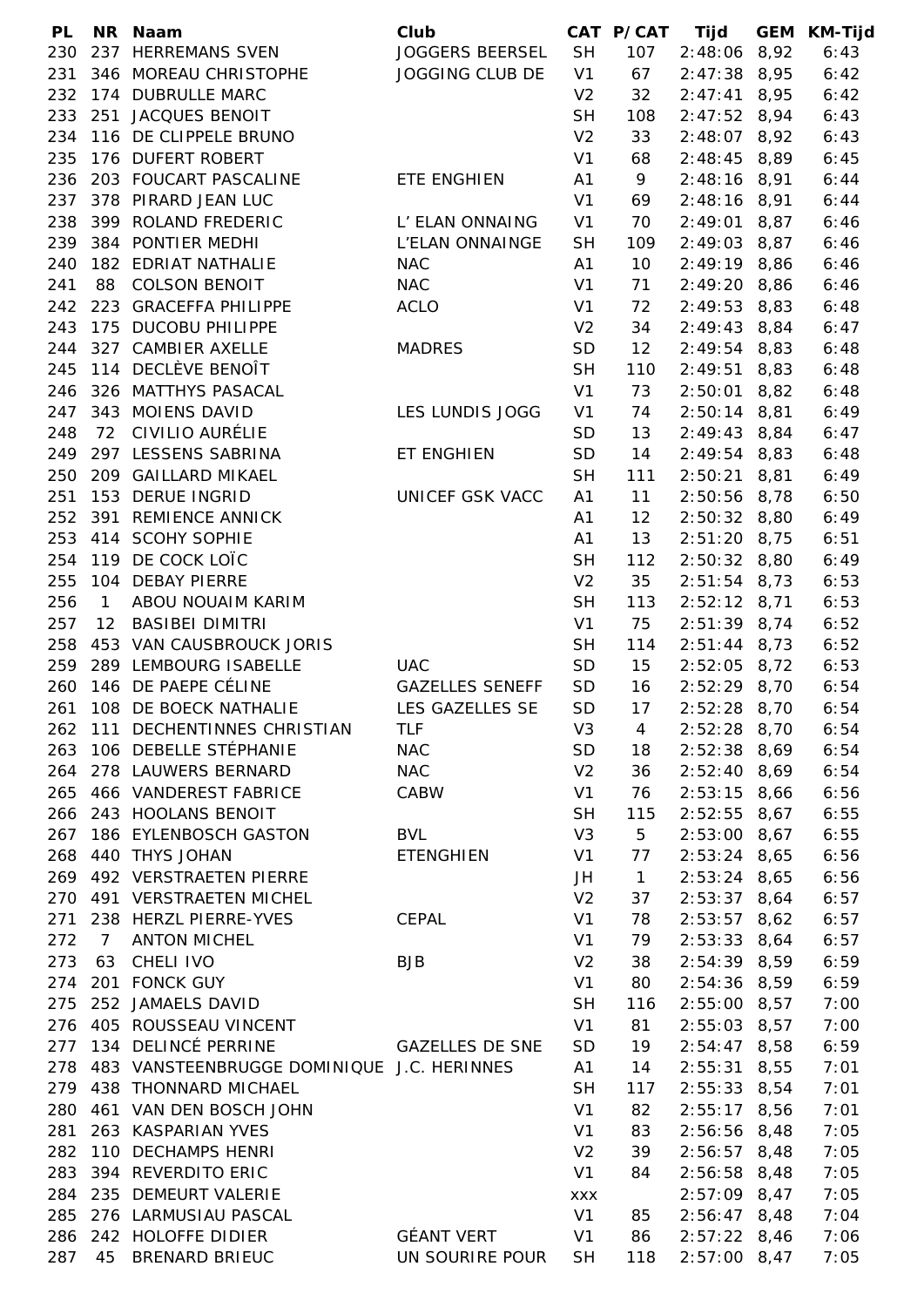| PL | NR | Naam | Club | CAT | P/CAT | Tijd | GEM | KM-Tijd |
|---|---|---|---|---|---|---|---|---|
| 230 | 237 | HERREMANS SVEN | JOGGERS BEERSEL | SH | 107 | 2:48:06 | 8,92 | 6:43 |
| 231 | 346 | MOREAU CHRISTOPHE | JOGGING CLUB DE | V1 | 67 | 2:47:38 | 8,95 | 6:42 |
| 232 | 174 | DUBRULLE MARC | | V2 | 32 | 2:47:41 | 8,95 | 6:42 |
| 233 | 251 | JACQUES BENOIT | | SH | 108 | 2:47:52 | 8,94 | 6:43 |
| 234 | 116 | DE CLIPPELE BRUNO | | V2 | 33 | 2:48:07 | 8,92 | 6:43 |
| 235 | 176 | DUFERT ROBERT | | V1 | 68 | 2:48:45 | 8,89 | 6:45 |
| 236 | 203 | FOUCART PASCALINE | ETE ENGHIEN | A1 | 9 | 2:48:16 | 8,91 | 6:44 |
| 237 | 378 | PIRARD JEAN LUC | | V1 | 69 | 2:48:16 | 8,91 | 6:44 |
| 238 | 399 | ROLAND FREDERIC | L' ELAN ONNAING | V1 | 70 | 2:49:01 | 8,87 | 6:46 |
| 239 | 384 | PONTIER MEDHI | L'ELAN ONNAINGE | SH | 109 | 2:49:03 | 8,87 | 6:46 |
| 240 | 182 | EDRIAT NATHALIE | NAC | A1 | 10 | 2:49:19 | 8,86 | 6:46 |
| 241 | 88 | COLSON BENOIT | NAC | V1 | 71 | 2:49:20 | 8,86 | 6:46 |
| 242 | 223 | GRACEFFA PHILIPPE | ACLO | V1 | 72 | 2:49:53 | 8,83 | 6:48 |
| 243 | 175 | DUCOBU PHILIPPE | | V2 | 34 | 2:49:43 | 8,84 | 6:47 |
| 244 | 327 | CAMBIER AXELLE | MADRES | SD | 12 | 2:49:54 | 8,83 | 6:48 |
| 245 | 114 | DECLÈVE BENOÎT | | SH | 110 | 2:49:51 | 8,83 | 6:48 |
| 246 | 326 | MATTHYS PASACAL | | V1 | 73 | 2:50:01 | 8,82 | 6:48 |
| 247 | 343 | MOIENS DAVID | LES LUNDIS JOGG | V1 | 74 | 2:50:14 | 8,81 | 6:49 |
| 248 | 72 | CIVILIO AURÉLIE | | SD | 13 | 2:49:43 | 8,84 | 6:47 |
| 249 | 297 | LESSENS SABRINA | ET ENGHIEN | SD | 14 | 2:49:54 | 8,83 | 6:48 |
| 250 | 209 | GAILLARD MIKAEL | | SH | 111 | 2:50:21 | 8,81 | 6:49 |
| 251 | 153 | DERUE INGRID | UNICEF GSK VACC | A1 | 11 | 2:50:56 | 8,78 | 6:50 |
| 252 | 391 | REMIENCE ANNICK | | A1 | 12 | 2:50:32 | 8,80 | 6:49 |
| 253 | 414 | SCOHY SOPHIE | | A1 | 13 | 2:51:20 | 8,75 | 6:51 |
| 254 | 119 | DE COCK LOÏC | | SH | 112 | 2:50:32 | 8,80 | 6:49 |
| 255 | 104 | DEBAY PIERRE | | V2 | 35 | 2:51:54 | 8,73 | 6:53 |
| 256 | 1 | ABOU NOUAIM KARIM | | SH | 113 | 2:52:12 | 8,71 | 6:53 |
| 257 | 12 | BASIBEI DIMITRI | | V1 | 75 | 2:51:39 | 8,74 | 6:52 |
| 258 | 453 | VAN CAUSBROUCK JORIS | | SH | 114 | 2:51:44 | 8,73 | 6:52 |
| 259 | 289 | LEMBOURG ISABELLE | UAC | SD | 15 | 2:52:05 | 8,72 | 6:53 |
| 260 | 146 | DE PAEPE CÉLINE | GAZELLES SENEFF | SD | 16 | 2:52:29 | 8,70 | 6:54 |
| 261 | 108 | DE BOECK NATHALIE | LES GAZELLES SE | SD | 17 | 2:52:28 | 8,70 | 6:54 |
| 262 | 111 | DECHENTINNES CHRISTIAN | TLF | V3 | 4 | 2:52:28 | 8,70 | 6:54 |
| 263 | 106 | DEBELLE STÉPHANIE | NAC | SD | 18 | 2:52:38 | 8,69 | 6:54 |
| 264 | 278 | LAUWERS BERNARD | NAC | V2 | 36 | 2:52:40 | 8,69 | 6:54 |
| 265 | 466 | VANDEREST FABRICE | CABW | V1 | 76 | 2:53:15 | 8,66 | 6:56 |
| 266 | 243 | HOOLANS BENOIT | | SH | 115 | 2:52:55 | 8,67 | 6:55 |
| 267 | 186 | EYLENBOSCH GASTON | BVL | V3 | 5 | 2:53:00 | 8,67 | 6:55 |
| 268 | 440 | THYS JOHAN | ETENGHIEN | V1 | 77 | 2:53:24 | 8,65 | 6:56 |
| 269 | 492 | VERSTRAETEN PIERRE | | JH | 1 | 2:53:24 | 8,65 | 6:56 |
| 270 | 491 | VERSTRAETEN MICHEL | | V2 | 37 | 2:53:37 | 8,64 | 6:57 |
| 271 | 238 | HERZL PIERRE-YVES | CEPAL | V1 | 78 | 2:53:57 | 8,62 | 6:57 |
| 272 | 7 | ANTON MICHEL | | V1 | 79 | 2:53:33 | 8,64 | 6:57 |
| 273 | 63 | CHELI IVO | BJB | V2 | 38 | 2:54:39 | 8,59 | 6:59 |
| 274 | 201 | FONCK GUY | | V1 | 80 | 2:54:36 | 8,59 | 6:59 |
| 275 | 252 | JAMAELS DAVID | | SH | 116 | 2:55:00 | 8,57 | 7:00 |
| 276 | 405 | ROUSSEAU VINCENT | | V1 | 81 | 2:55:03 | 8,57 | 7:00 |
| 277 | 134 | DELINCÉ PERRINE | GAZELLES DE SNE | SD | 19 | 2:54:47 | 8,58 | 6:59 |
| 278 | 483 | VANSTEENBRUGGE DOMINIQUE | J.C. HERINNES | A1 | 14 | 2:55:31 | 8,55 | 7:01 |
| 279 | 438 | THONNARD MICHAEL | | SH | 117 | 2:55:33 | 8,54 | 7:01 |
| 280 | 461 | VAN DEN BOSCH JOHN | | V1 | 82 | 2:55:17 | 8,56 | 7:01 |
| 281 | 263 | KASPARIAN YVES | | V1 | 83 | 2:56:56 | 8,48 | 7:05 |
| 282 | 110 | DECHAMPS HENRI | | V2 | 39 | 2:56:57 | 8,48 | 7:05 |
| 283 | 394 | REVERDITO ERIC | | V1 | 84 | 2:56:58 | 8,48 | 7:05 |
| 284 | 235 | DEMEURT VALERIE | | xxx | | 2:57:09 | 8,47 | 7:05 |
| 285 | 276 | LARMUSIAU PASCAL | | V1 | 85 | 2:56:47 | 8,48 | 7:04 |
| 286 | 242 | HOLOFFE DIDIER | GÉANT VERT | V1 | 86 | 2:57:22 | 8,46 | 7:06 |
| 287 | 45 | BRENARD BRIEUC | UN SOURIRE POUR | SH | 118 | 2:57:00 | 8,47 | 7:05 |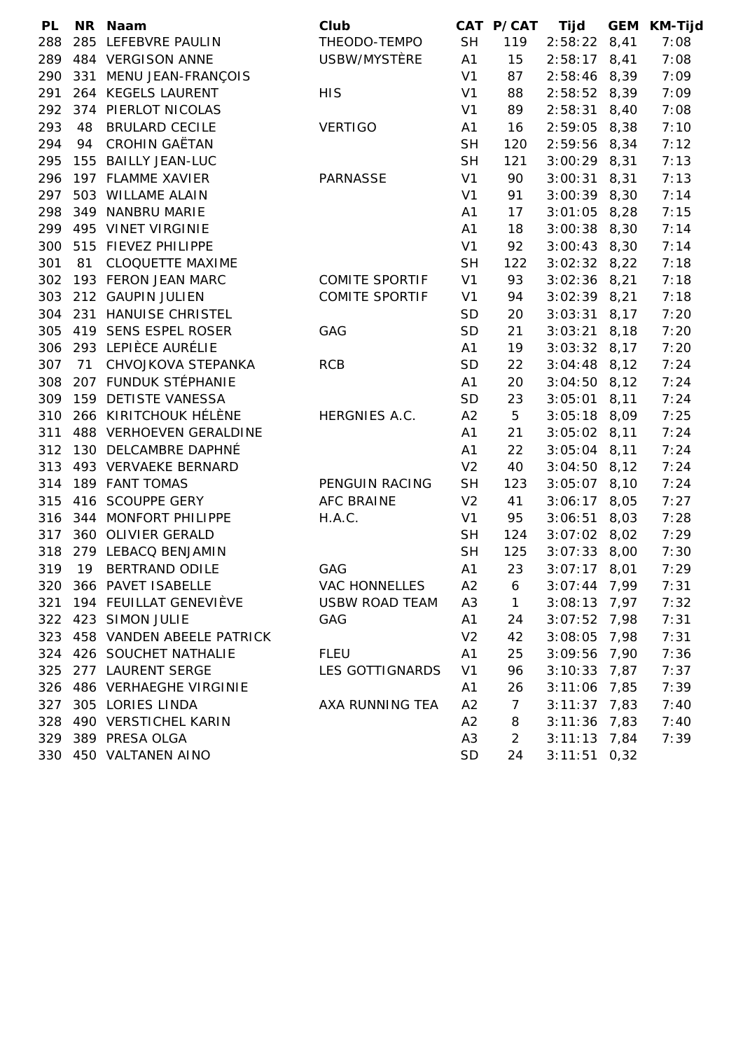| PL | NR | Naam | Club | CAT | P/CAT | Tijd | GEM | KM-Tijd |
|---|---|---|---|---|---|---|---|---|
| 288 | 285 | LEFEBVRE PAULIN | THEODO-TEMPO | SH | 119 | 2:58:22 | 8,41 | 7:08 |
| 289 | 484 | VERGISON ANNE | USBW/MYSTÈRE | A1 | 15 | 2:58:17 | 8,41 | 7:08 |
| 290 | 331 | MENU JEAN-FRANÇOIS | | V1 | 87 | 2:58:46 | 8,39 | 7:09 |
| 291 | 264 | KEGELS LAURENT | HIS | V1 | 88 | 2:58:52 | 8,39 | 7:09 |
| 292 | 374 | PIERLOT NICOLAS | | V1 | 89 | 2:58:31 | 8,40 | 7:08 |
| 293 | 48 | BRULARD CECILE | VERTIGO | A1 | 16 | 2:59:05 | 8,38 | 7:10 |
| 294 | 94 | CROHIN GAËTAN | | SH | 120 | 2:59:56 | 8,34 | 7:12 |
| 295 | 155 | BAILLY JEAN-LUC | | SH | 121 | 3:00:29 | 8,31 | 7:13 |
| 296 | 197 | FLAMME XAVIER | PARNASSE | V1 | 90 | 3:00:31 | 8,31 | 7:13 |
| 297 | 503 | WILLAME ALAIN | | V1 | 91 | 3:00:39 | 8,30 | 7:14 |
| 298 | 349 | NANBRU MARIE | | A1 | 17 | 3:01:05 | 8,28 | 7:15 |
| 299 | 495 | VINET VIRGINIE | | A1 | 18 | 3:00:38 | 8,30 | 7:14 |
| 300 | 515 | FIEVEZ PHILIPPE | | V1 | 92 | 3:00:43 | 8,30 | 7:14 |
| 301 | 81 | CLOQUETTE MAXIME | | SH | 122 | 3:02:32 | 8,22 | 7:18 |
| 302 | 193 | FERON JEAN MARC | COMITE SPORTIF | V1 | 93 | 3:02:36 | 8,21 | 7:18 |
| 303 | 212 | GAUPIN JULIEN | COMITE SPORTIF | V1 | 94 | 3:02:39 | 8,21 | 7:18 |
| 304 | 231 | HANUISE CHRISTEL | | SD | 20 | 3:03:31 | 8,17 | 7:20 |
| 305 | 419 | SENS ESPEL ROSER | GAG | SD | 21 | 3:03:21 | 8,18 | 7:20 |
| 306 | 293 | LEPIÈCE AURÉLIE | | A1 | 19 | 3:03:32 | 8,17 | 7:20 |
| 307 | 71 | CHVOJKOVA STEPANKA | RCB | SD | 22 | 3:04:48 | 8,12 | 7:24 |
| 308 | 207 | FUNDUK STÉPHANIE | | A1 | 20 | 3:04:50 | 8,12 | 7:24 |
| 309 | 159 | DETISTE VANESSA | | SD | 23 | 3:05:01 | 8,11 | 7:24 |
| 310 | 266 | KIRITCHOUK HÉLÈNE | HERGNIES A.C. | A2 | 5 | 3:05:18 | 8,09 | 7:25 |
| 311 | 488 | VERHOEVEN GERALDINE | | A1 | 21 | 3:05:02 | 8,11 | 7:24 |
| 312 | 130 | DELCAMBRE DAPHNÉ | | A1 | 22 | 3:05:04 | 8,11 | 7:24 |
| 313 | 493 | VERVAEKE BERNARD | | V2 | 40 | 3:04:50 | 8,12 | 7:24 |
| 314 | 189 | FANT TOMAS | PENGUIN RACING | SH | 123 | 3:05:07 | 8,10 | 7:24 |
| 315 | 416 | SCOUPPE GERY | AFC BRAINE | V2 | 41 | 3:06:17 | 8,05 | 7:27 |
| 316 | 344 | MONFORT PHILIPPE | H.A.C. | V1 | 95 | 3:06:51 | 8,03 | 7:28 |
| 317 | 360 | OLIVIER GERALD | | SH | 124 | 3:07:02 | 8,02 | 7:29 |
| 318 | 279 | LEBACQ BENJAMIN | | SH | 125 | 3:07:33 | 8,00 | 7:30 |
| 319 | 19 | BERTRAND ODILE | GAG | A1 | 23 | 3:07:17 | 8,01 | 7:29 |
| 320 | 366 | PAVET ISABELLE | VAC HONNELLES | A2 | 6 | 3:07:44 | 7,99 | 7:31 |
| 321 | 194 | FEUILLAT GENEVIÈVE | USBW ROAD TEAM | A3 | 1 | 3:08:13 | 7,97 | 7:32 |
| 322 | 423 | SIMON JULIE | GAG | A1 | 24 | 3:07:52 | 7,98 | 7:31 |
| 323 | 458 | VANDEN ABEELE PATRICK | | V2 | 42 | 3:08:05 | 7,98 | 7:31 |
| 324 | 426 | SOUCHET NATHALIE | FLEU | A1 | 25 | 3:09:56 | 7,90 | 7:36 |
| 325 | 277 | LAURENT SERGE | LES GOTTIGNARDS | V1 | 96 | 3:10:33 | 7,87 | 7:37 |
| 326 | 486 | VERHAEGHE VIRGINIE | | A1 | 26 | 3:11:06 | 7,85 | 7:39 |
| 327 | 305 | LORIES LINDA | AXA RUNNING TEA | A2 | 7 | 3:11:37 | 7,83 | 7:40 |
| 328 | 490 | VERSTICHEL KARIN | | A2 | 8 | 3:11:36 | 7,83 | 7:40 |
| 329 | 389 | PRESA OLGA | | A3 | 2 | 3:11:13 | 7,84 | 7:39 |
| 330 | 450 | VALTANEN AINO | | SD | 24 | 3:11:51 | 0,32 | |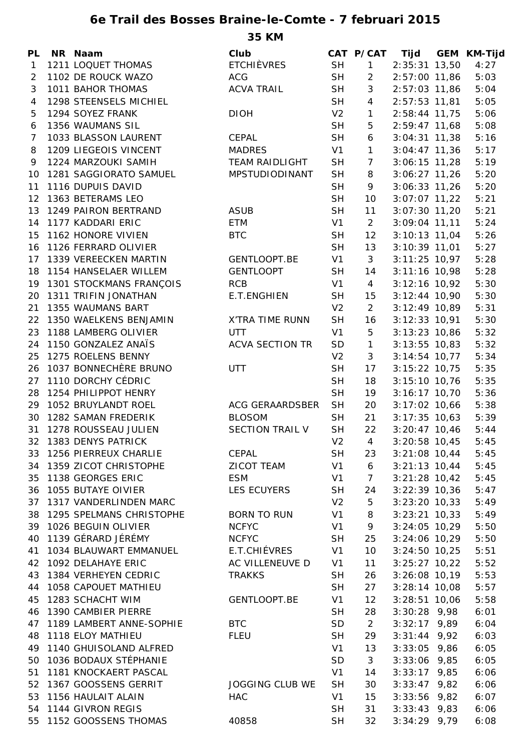# 6e Trail des Bosses Braine-le-Comte - 7 februari 2015

## 35 KM

| PL | NR | Naam | Club | CAT | P/CAT | Tijd | GEM | KM-Tijd |
|---|---|---|---|---|---|---|---|---|
| 1 | 1211 | LOQUET THOMAS | ETCHIÈVRES | SH | 1 | 2:35:31 | 13,50 | 4:27 |
| 2 | 1102 | DE ROUCK WAZO | ACG | SH | 2 | 2:57:00 | 11,86 | 5:03 |
| 3 | 1011 | BAHOR THOMAS | ACVA TRAIL | SH | 3 | 2:57:03 | 11,86 | 5:04 |
| 4 | 1298 | STEENSELS MICHIEL | | SH | 4 | 2:57:53 | 11,81 | 5:05 |
| 5 | 1294 | SOYEZ FRANK | DIOH | V2 | 1 | 2:58:44 | 11,75 | 5:06 |
| 6 | 1356 | WAUMANS SIL | | SH | 5 | 2:59:47 | 11,68 | 5:08 |
| 7 | 1033 | BLASSON LAURENT | CEPAL | SH | 6 | 3:04:31 | 11,38 | 5:16 |
| 8 | 1209 | LIEGEOIS VINCENT | MADRES | V1 | 1 | 3:04:47 | 11,36 | 5:17 |
| 9 | 1224 | MARZOUKI SAMIH | TEAM RAIDLIGHT | SH | 7 | 3:06:15 | 11,28 | 5:19 |
| 10 | 1281 | SAGGIORATO SAMUEL | MPSTUDIODINANT | SH | 8 | 3:06:27 | 11,26 | 5:20 |
| 11 | 1116 | DUPUIS DAVID | | SH | 9 | 3:06:33 | 11,26 | 5:20 |
| 12 | 1363 | BETERAMS LEO | | SH | 10 | 3:07:07 | 11,22 | 5:21 |
| 13 | 1249 | PAIRON BERTRAND | ASUB | SH | 11 | 3:07:30 | 11,20 | 5:21 |
| 14 | 1177 | KADDARI ERIC | ETM | V1 | 2 | 3:09:04 | 11,11 | 5:24 |
| 15 | 1162 | HONORE VIVIEN | BTC | SH | 12 | 3:10:13 | 11,04 | 5:26 |
| 16 | 1126 | FERRARD OLIVIER | | SH | 13 | 3:10:39 | 11,01 | 5:27 |
| 17 | 1339 | VEREECKEN MARTIN | GENTLOOPT.BE | V1 | 3 | 3:11:25 | 10,97 | 5:28 |
| 18 | 1154 | HANSELAER WILLEM | GENTLOOPT | SH | 14 | 3:11:16 | 10,98 | 5:28 |
| 19 | 1301 | STOCKMANS FRANÇOIS | RCB | V1 | 4 | 3:12:16 | 10,92 | 5:30 |
| 20 | 1311 | TRIFIN JONATHAN | E.T.ENGHIEN | SH | 15 | 3:12:44 | 10,90 | 5:30 |
| 21 | 1355 | WAUMANS BART | | V2 | 2 | 3:12:49 | 10,89 | 5:31 |
| 22 | 1350 | WAELKENS BENJAMIN | X'TRA TIME RUNN | SH | 16 | 3:12:33 | 10,91 | 5:30 |
| 23 | 1188 | LAMBERG OLIVIER | UTT | V1 | 5 | 3:13:23 | 10,86 | 5:32 |
| 24 | 1150 | GONZALEZ ANAÏS | ACVA SECTION TR | SD | 1 | 3:13:55 | 10,83 | 5:32 |
| 25 | 1275 | ROELENS BENNY | | V2 | 3 | 3:14:54 | 10,77 | 5:34 |
| 26 | 1037 | BONNECHÈRE BRUNO | UTT | SH | 17 | 3:15:22 | 10,75 | 5:35 |
| 27 | 1110 | DORCHY CÉDRIC | | SH | 18 | 3:15:10 | 10,76 | 5:35 |
| 28 | 1254 | PHILIPPOT HENRY | | SH | 19 | 3:16:17 | 10,70 | 5:36 |
| 29 | 1052 | BRUYLANDT ROEL | ACG GERAARDSBER | SH | 20 | 3:17:02 | 10,66 | 5:38 |
| 30 | 1282 | SAMAN FREDERIK | BLOSOM | SH | 21 | 3:17:35 | 10,63 | 5:39 |
| 31 | 1278 | ROUSSEAU JULIEN | SECTION TRAIL V | SH | 22 | 3:20:47 | 10,46 | 5:44 |
| 32 | 1383 | DENYS PATRICK | | V2 | 4 | 3:20:58 | 10,45 | 5:45 |
| 33 | 1256 | PIERREUX CHARLIE | CEPAL | SH | 23 | 3:21:08 | 10,44 | 5:45 |
| 34 | 1359 | ZICOT CHRISTOPHE | ZICOT TEAM | V1 | 6 | 3:21:13 | 10,44 | 5:45 |
| 35 | 1138 | GEORGES ERIC | ESM | V1 | 7 | 3:21:28 | 10,42 | 5:45 |
| 36 | 1055 | BUTAYE OIVIER | LES ECUYERS | SH | 24 | 3:22:39 | 10,36 | 5:47 |
| 37 | 1317 | VANDERLINDEN MARC | | V2 | 5 | 3:23:20 | 10,33 | 5:49 |
| 38 | 1295 | SPELMANS CHRISTOPHE | BORN TO RUN | V1 | 8 | 3:23:21 | 10,33 | 5:49 |
| 39 | 1026 | BEGUIN OLIVIER | NCFYC | V1 | 9 | 3:24:05 | 10,29 | 5:50 |
| 40 | 1139 | GÉRARD JÉRÉMY | NCFYC | SH | 25 | 3:24:06 | 10,29 | 5:50 |
| 41 | 1034 | BLAUWART EMMANUEL | E.T.CHIÉVRES | V1 | 10 | 3:24:50 | 10,25 | 5:51 |
| 42 | 1092 | DELAHAYE ERIC | AC VILLENEUVE D | V1 | 11 | 3:25:27 | 10,22 | 5:52 |
| 43 | 1384 | VERHEYEN CEDRIC | TRAKKS | SH | 26 | 3:26:08 | 10,19 | 5:53 |
| 44 | 1058 | CAPOUET MATHIEU | | SH | 27 | 3:28:14 | 10,08 | 5:57 |
| 45 | 1283 | SCHACHT WIM | GENTLOOPT.BE | V1 | 12 | 3:28:51 | 10,06 | 5:58 |
| 46 | 1390 | CAMBIER PIERRE | | SH | 28 | 3:30:28 | 9,98 | 6:01 |
| 47 | 1189 | LAMBERT ANNE-SOPHIE | BTC | SD | 2 | 3:32:17 | 9,89 | 6:04 |
| 48 | 1118 | ELOY MATHIEU | FLEU | SH | 29 | 3:31:44 | 9,92 | 6:03 |
| 49 | 1140 | GHUISOLAND ALFRED | | V1 | 13 | 3:33:05 | 9,86 | 6:05 |
| 50 | 1036 | BODAUX STÉPHANIE | | SD | 3 | 3:33:06 | 9,85 | 6:05 |
| 51 | 1181 | KNOCKAERT PASCAL | | V1 | 14 | 3:33:17 | 9,85 | 6:06 |
| 52 | 1367 | GOOSSENS GERRIT | JOGGING CLUB WE | SH | 30 | 3:33:47 | 9,82 | 6:06 |
| 53 | 1156 | HAULAIT ALAIN | HAC | V1 | 15 | 3:33:56 | 9,82 | 6:07 |
| 54 | 1144 | GIVRON REGIS | | SH | 31 | 3:33:43 | 9,83 | 6:06 |
| 55 | 1152 | GOOSSENS THOMAS | 40858 | SH | 32 | 3:34:29 | 9,79 | 6:08 |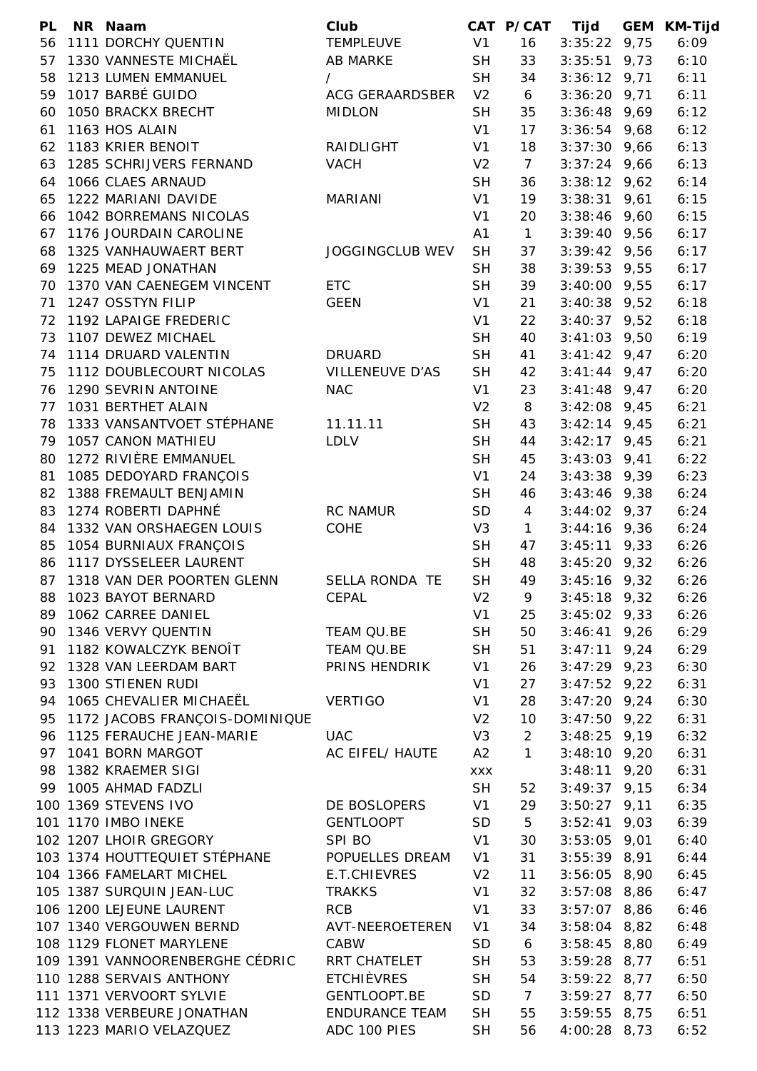| PL | NR | Naam | Club | CAT | P/CAT | Tijd | GEM | KM-Tijd |
|---|---|---|---|---|---|---|---|---|
| 56 | 1111 | DORCHY QUENTIN | TEMPLEUVE | V1 | 16 | 3:35:22 | 9,75 | 6:09 |
| 57 | 1330 | VANNESTE MICHAËL | AB MARKE | SH | 33 | 3:35:51 | 9,73 | 6:10 |
| 58 | 1213 | LUMEN EMMANUEL | / | SH | 34 | 3:36:12 | 9,71 | 6:11 |
| 59 | 1017 | BARBÉ GUIDO | ACG GERAARDSBER | V2 | 6 | 3:36:20 | 9,71 | 6:11 |
| 60 | 1050 | BRACKX BRECHT | MIDLON | SH | 35 | 3:36:48 | 9,69 | 6:12 |
| 61 | 1163 | HOS ALAIN | | V1 | 17 | 3:36:54 | 9,68 | 6:12 |
| 62 | 1183 | KRIER BENOIT | RAIDLIGHT | V1 | 18 | 3:37:30 | 9,66 | 6:13 |
| 63 | 1285 | SCHRIJVERS FERNAND | VACH | V2 | 7 | 3:37:24 | 9,66 | 6:13 |
| 64 | 1066 | CLAES ARNAUD | | SH | 36 | 3:38:12 | 9,62 | 6:14 |
| 65 | 1222 | MARIANI DAVIDE | MARIANI | V1 | 19 | 3:38:31 | 9,61 | 6:15 |
| 66 | 1042 | BORREMANS NICOLAS | | V1 | 20 | 3:38:46 | 9,60 | 6:15 |
| 67 | 1176 | JOURDAIN CAROLINE | | A1 | 1 | 3:39:40 | 9,56 | 6:17 |
| 68 | 1325 | VANHAUWAERT BERT | JOGGINGCLUB WEV | SH | 37 | 3:39:42 | 9,56 | 6:17 |
| 69 | 1225 | MEAD JONATHAN | | SH | 38 | 3:39:53 | 9,55 | 6:17 |
| 70 | 1370 | VAN CAENEGEM VINCENT | ETC | SH | 39 | 3:40:00 | 9,55 | 6:17 |
| 71 | 1247 | OSSTYN FILIP | GEEN | V1 | 21 | 3:40:38 | 9,52 | 6:18 |
| 72 | 1192 | LAPAIGE FREDERIC | | V1 | 22 | 3:40:37 | 9,52 | 6:18 |
| 73 | 1107 | DEWEZ MICHAEL | | SH | 40 | 3:41:03 | 9,50 | 6:19 |
| 74 | 1114 | DRUARD VALENTIN | DRUARD | SH | 41 | 3:41:42 | 9,47 | 6:20 |
| 75 | 1112 | DOUBLECOURT NICOLAS | VILLENEUVE D'AS | SH | 42 | 3:41:44 | 9,47 | 6:20 |
| 76 | 1290 | SEVRIN ANTOINE | NAC | V1 | 23 | 3:41:48 | 9,47 | 6:20 |
| 77 | 1031 | BERTHET ALAIN | | V2 | 8 | 3:42:08 | 9,45 | 6:21 |
| 78 | 1333 | VANSANTVOET STÉPHANE | 11.11.11 | SH | 43 | 3:42:14 | 9,45 | 6:21 |
| 79 | 1057 | CANON MATHIEU | LDLV | SH | 44 | 3:42:17 | 9,45 | 6:21 |
| 80 | 1272 | RIVIÈRE EMMANUEL | | SH | 45 | 3:43:03 | 9,41 | 6:22 |
| 81 | 1085 | DEDOYARD FRANÇOIS | | V1 | 24 | 3:43:38 | 9,39 | 6:23 |
| 82 | 1388 | FREMAULT BENJAMIN | | SH | 46 | 3:43:46 | 9,38 | 6:24 |
| 83 | 1274 | ROBERTI DAPHNÉ | RC NAMUR | SD | 4 | 3:44:02 | 9,37 | 6:24 |
| 84 | 1332 | VAN ORSHAEGEN LOUIS | COHE | V3 | 1 | 3:44:16 | 9,36 | 6:24 |
| 85 | 1054 | BURNIAUX FRANÇOIS | | SH | 47 | 3:45:11 | 9,33 | 6:26 |
| 86 | 1117 | DYSSELEER LAURENT | | SH | 48 | 3:45:20 | 9,32 | 6:26 |
| 87 | 1318 | VAN DER POORTEN GLENN | SELLA RONDA TE | SH | 49 | 3:45:16 | 9,32 | 6:26 |
| 88 | 1023 | BAYOT BERNARD | CEPAL | V2 | 9 | 3:45:18 | 9,32 | 6:26 |
| 89 | 1062 | CARREE DANIEL | | V1 | 25 | 3:45:02 | 9,33 | 6:26 |
| 90 | 1346 | VERVY QUENTIN | TEAM QU.BE | SH | 50 | 3:46:41 | 9,26 | 6:29 |
| 91 | 1182 | KOWALCZYK BENOÎT | TEAM QU.BE | SH | 51 | 3:47:11 | 9,24 | 6:29 |
| 92 | 1328 | VAN LEERDAM BART | PRINS HENDRIK | V1 | 26 | 3:47:29 | 9,23 | 6:30 |
| 93 | 1300 | STIENEN RUDI | | V1 | 27 | 3:47:52 | 9,22 | 6:31 |
| 94 | 1065 | CHEVALIER MICHAEËL | VERTIGO | V1 | 28 | 3:47:20 | 9,24 | 6:30 |
| 95 | 1172 | JACOBS FRANÇOIS-DOMINIQUE | | V2 | 10 | 3:47:50 | 9,22 | 6:31 |
| 96 | 1125 | FERAUCHE JEAN-MARIE | UAC | V3 | 2 | 3:48:25 | 9,19 | 6:32 |
| 97 | 1041 | BORN MARGOT | AC EIFEL/ HAUTE | A2 | 1 | 3:48:10 | 9,20 | 6:31 |
| 98 | 1382 | KRAEMER SIGI | | xxx | | 3:48:11 | 9,20 | 6:31 |
| 99 | 1005 | AHMAD FADZLI | | SH | 52 | 3:49:37 | 9,15 | 6:34 |
| 100 | 1369 | STEVENS IVO | DE BOSLOPERS | V1 | 29 | 3:50:27 | 9,11 | 6:35 |
| 101 | 1170 | IMBO INEKE | GENTLOOPT | SD | 5 | 3:52:41 | 9,03 | 6:39 |
| 102 | 1207 | LHOIR GREGORY | SPI BO | V1 | 30 | 3:53:05 | 9,01 | 6:40 |
| 103 | 1374 | HOUTTEQUIET STÉPHANE | POPUELLES DREAM | V1 | 31 | 3:55:39 | 8,91 | 6:44 |
| 104 | 1366 | FAMELART MICHEL | E.T.CHIEVRES | V2 | 11 | 3:56:05 | 8,90 | 6:45 |
| 105 | 1387 | SURQUIN JEAN-LUC | TRAKKS | V1 | 32 | 3:57:08 | 8,86 | 6:47 |
| 106 | 1200 | LEJEUNE LAURENT | RCB | V1 | 33 | 3:57:07 | 8,86 | 6:46 |
| 107 | 1340 | VERGOUWEN BERND | AVT-NEEROETEREN | V1 | 34 | 3:58:04 | 8,82 | 6:48 |
| 108 | 1129 | FLONET MARYLENE | CABW | SD | 6 | 3:58:45 | 8,80 | 6:49 |
| 109 | 1391 | VANNOORENBERGHE CÉDRIC | RRT CHATELET | SH | 53 | 3:59:28 | 8,77 | 6:51 |
| 110 | 1288 | SERVAIS ANTHONY | ETCHIÈVRES | SH | 54 | 3:59:22 | 8,77 | 6:50 |
| 111 | 1371 | VERVOORT SYLVIE | GENTLOOPT.BE | SD | 7 | 3:59:27 | 8,77 | 6:50 |
| 112 | 1338 | VERBEURE JONATHAN | ENDURANCE TEAM | SH | 55 | 3:59:55 | 8,75 | 6:51 |
| 113 | 1223 | MARIO VELAZQUEZ | ADC 100 PIES | SH | 56 | 4:00:28 | 8,73 | 6:52 |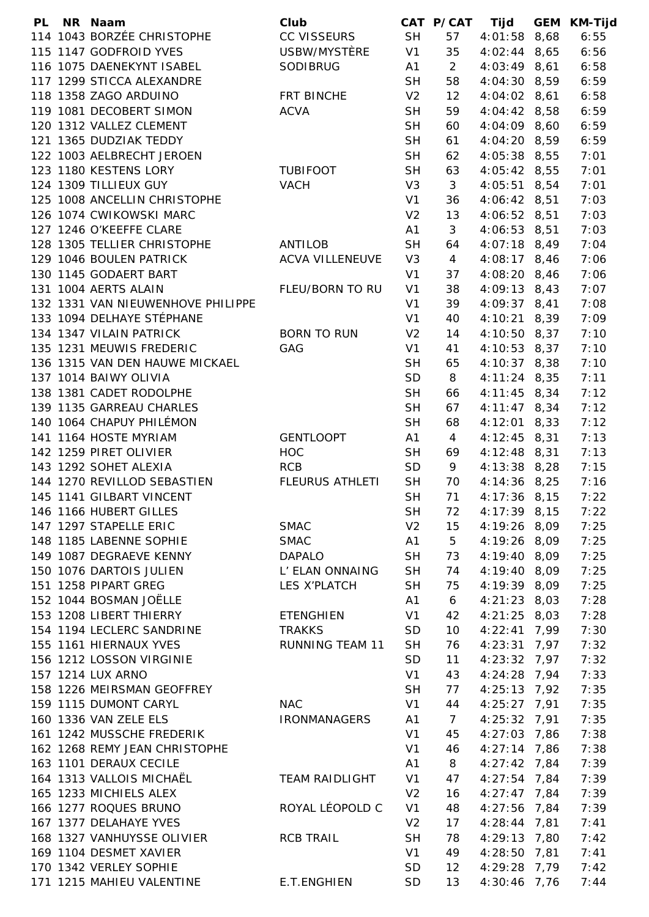| PL | NR | Naam | Club | CAT | P/CAT | Tijd | GEM | KM-Tijd |
|---|---|---|---|---|---|---|---|---|
| 114 | 1043 | BORZÉE CHRISTOPHE | CC VISSEURS | SH | 57 | 4:01:58 | 8,68 | 6:55 |
| 115 | 1147 | GODFROID YVES | USBW/MYSTÈRE | V1 | 35 | 4:02:44 | 8,65 | 6:56 |
| 116 | 1075 | DAENEKYNT ISABEL | SODIBRUG | A1 | 2 | 4:03:49 | 8,61 | 6:58 |
| 117 | 1299 | STICCA ALEXANDRE | | SH | 58 | 4:04:30 | 8,59 | 6:59 |
| 118 | 1358 | ZAGO ARDUINO | FRT BINCHE | V2 | 12 | 4:04:02 | 8,61 | 6:58 |
| 119 | 1081 | DECOBERT SIMON | ACVA | SH | 59 | 4:04:42 | 8,58 | 6:59 |
| 120 | 1312 | VALLEZ CLEMENT | | SH | 60 | 4:04:09 | 8,60 | 6:59 |
| 121 | 1365 | DUDZIAK TEDDY | | SH | 61 | 4:04:20 | 8,59 | 6:59 |
| 122 | 1003 | AELBRECHT JEROEN | | SH | 62 | 4:05:38 | 8,55 | 7:01 |
| 123 | 1180 | KESTENS LORY | TUBIFOOT | SH | 63 | 4:05:42 | 8,55 | 7:01 |
| 124 | 1309 | TILLIEUX GUY | VACH | V3 | 3 | 4:05:51 | 8,54 | 7:01 |
| 125 | 1008 | ANCELLIN CHRISTOPHE | | V1 | 36 | 4:06:42 | 8,51 | 7:03 |
| 126 | 1074 | CWIKOWSKI MARC | | V2 | 13 | 4:06:52 | 8,51 | 7:03 |
| 127 | 1246 | O'KEEFFE CLARE | | A1 | 3 | 4:06:53 | 8,51 | 7:03 |
| 128 | 1305 | TELLIER CHRISTOPHE | ANTILOB | SH | 64 | 4:07:18 | 8,49 | 7:04 |
| 129 | 1046 | BOULEN PATRICK | ACVA VILLENEUVE | V3 | 4 | 4:08:17 | 8,46 | 7:06 |
| 130 | 1145 | GODAERT BART | | V1 | 37 | 4:08:20 | 8,46 | 7:06 |
| 131 | 1004 | AERTS ALAIN | FLEU/BORN TO RU | V1 | 38 | 4:09:13 | 8,43 | 7:07 |
| 132 | 1331 | VAN NIEUWENHOVE PHILIPPE | | V1 | 39 | 4:09:37 | 8,41 | 7:08 |
| 133 | 1094 | DELHAYE STÉPHANE | | V1 | 40 | 4:10:21 | 8,39 | 7:09 |
| 134 | 1347 | VILAIN PATRICK | BORN TO RUN | V2 | 14 | 4:10:50 | 8,37 | 7:10 |
| 135 | 1231 | MEUWIS FREDERIC | GAG | V1 | 41 | 4:10:53 | 8,37 | 7:10 |
| 136 | 1315 | VAN DEN HAUWE MICKAEL | | SH | 65 | 4:10:37 | 8,38 | 7:10 |
| 137 | 1014 | BAIWY OLIVIA | | SD | 8 | 4:11:24 | 8,35 | 7:11 |
| 138 | 1381 | CADET RODOLPHE | | SH | 66 | 4:11:45 | 8,34 | 7:12 |
| 139 | 1135 | GARREAU CHARLES | | SH | 67 | 4:11:47 | 8,34 | 7:12 |
| 140 | 1064 | CHAPUY PHILÉMON | | SH | 68 | 4:12:01 | 8,33 | 7:12 |
| 141 | 1164 | HOSTE MYRIAM | GENTLOOPT | A1 | 4 | 4:12:45 | 8,31 | 7:13 |
| 142 | 1259 | PIRET OLIVIER | HOC | SH | 69 | 4:12:48 | 8,31 | 7:13 |
| 143 | 1292 | SOHET ALEXIA | RCB | SD | 9 | 4:13:38 | 8,28 | 7:15 |
| 144 | 1270 | REVILLOD SEBASTIEN | FLEURUS ATHLETI | SH | 70 | 4:14:36 | 8,25 | 7:16 |
| 145 | 1141 | GILBART VINCENT | | SH | 71 | 4:17:36 | 8,15 | 7:22 |
| 146 | 1166 | HUBERT GILLES | | SH | 72 | 4:17:39 | 8,15 | 7:22 |
| 147 | 1297 | STAPELLE ERIC | SMAC | V2 | 15 | 4:19:26 | 8,09 | 7:25 |
| 148 | 1185 | LABENNE SOPHIE | SMAC | A1 | 5 | 4:19:26 | 8,09 | 7:25 |
| 149 | 1087 | DEGRAEVE KENNY | DAPALO | SH | 73 | 4:19:40 | 8,09 | 7:25 |
| 150 | 1076 | DARTOIS JULIEN | L' ELAN ONNAING | SH | 74 | 4:19:40 | 8,09 | 7:25 |
| 151 | 1258 | PIPART GREG | LES X'PLATCH | SH | 75 | 4:19:39 | 8,09 | 7:25 |
| 152 | 1044 | BOSMAN JOËLLE | | A1 | 6 | 4:21:23 | 8,03 | 7:28 |
| 153 | 1208 | LIBERT THIERRY | ETENGHIEN | V1 | 42 | 4:21:25 | 8,03 | 7:28 |
| 154 | 1194 | LECLERC SANDRINE | TRAKKS | SD | 10 | 4:22:41 | 7,99 | 7:30 |
| 155 | 1161 | HIERNAUX YVES | RUNNING TEAM 11 | SH | 76 | 4:23:31 | 7,97 | 7:32 |
| 156 | 1212 | LOSSON VIRGINIE | | SD | 11 | 4:23:32 | 7,97 | 7:32 |
| 157 | 1214 | LUX ARNO | | V1 | 43 | 4:24:28 | 7,94 | 7:33 |
| 158 | 1226 | MEIRSMAN GEOFFREY | | SH | 77 | 4:25:13 | 7,92 | 7:35 |
| 159 | 1115 | DUMONT CARYL | NAC | V1 | 44 | 4:25:27 | 7,91 | 7:35 |
| 160 | 1336 | VAN ZELE ELS | IRONMANAGERS | A1 | 7 | 4:25:32 | 7,91 | 7:35 |
| 161 | 1242 | MUSSCHE FREDERIK | | V1 | 45 | 4:27:03 | 7,86 | 7:38 |
| 162 | 1268 | REMY JEAN CHRISTOPHE | | V1 | 46 | 4:27:14 | 7,86 | 7:38 |
| 163 | 1101 | DERAUX CECILE | | A1 | 8 | 4:27:42 | 7,84 | 7:39 |
| 164 | 1313 | VALLOIS MICHAËL | TEAM RAIDLIGHT | V1 | 47 | 4:27:54 | 7,84 | 7:39 |
| 165 | 1233 | MICHIELS ALEX | | V2 | 16 | 4:27:47 | 7,84 | 7:39 |
| 166 | 1277 | ROQUES BRUNO | ROYAL LÉOPOLD C | V1 | 48 | 4:27:56 | 7,84 | 7:39 |
| 167 | 1377 | DELAHAYE YVES | | V2 | 17 | 4:28:44 | 7,81 | 7:41 |
| 168 | 1327 | VANHUYSSE OLIVIER | RCB TRAIL | SH | 78 | 4:29:13 | 7,80 | 7:42 |
| 169 | 1104 | DESMET XAVIER | | V1 | 49 | 4:28:50 | 7,81 | 7:41 |
| 170 | 1342 | VERLEY SOPHIE | | SD | 12 | 4:29:28 | 7,79 | 7:42 |
| 171 | 1215 | MAHIEU VALENTINE | E.T.ENGHIEN | SD | 13 | 4:30:46 | 7,76 | 7:44 |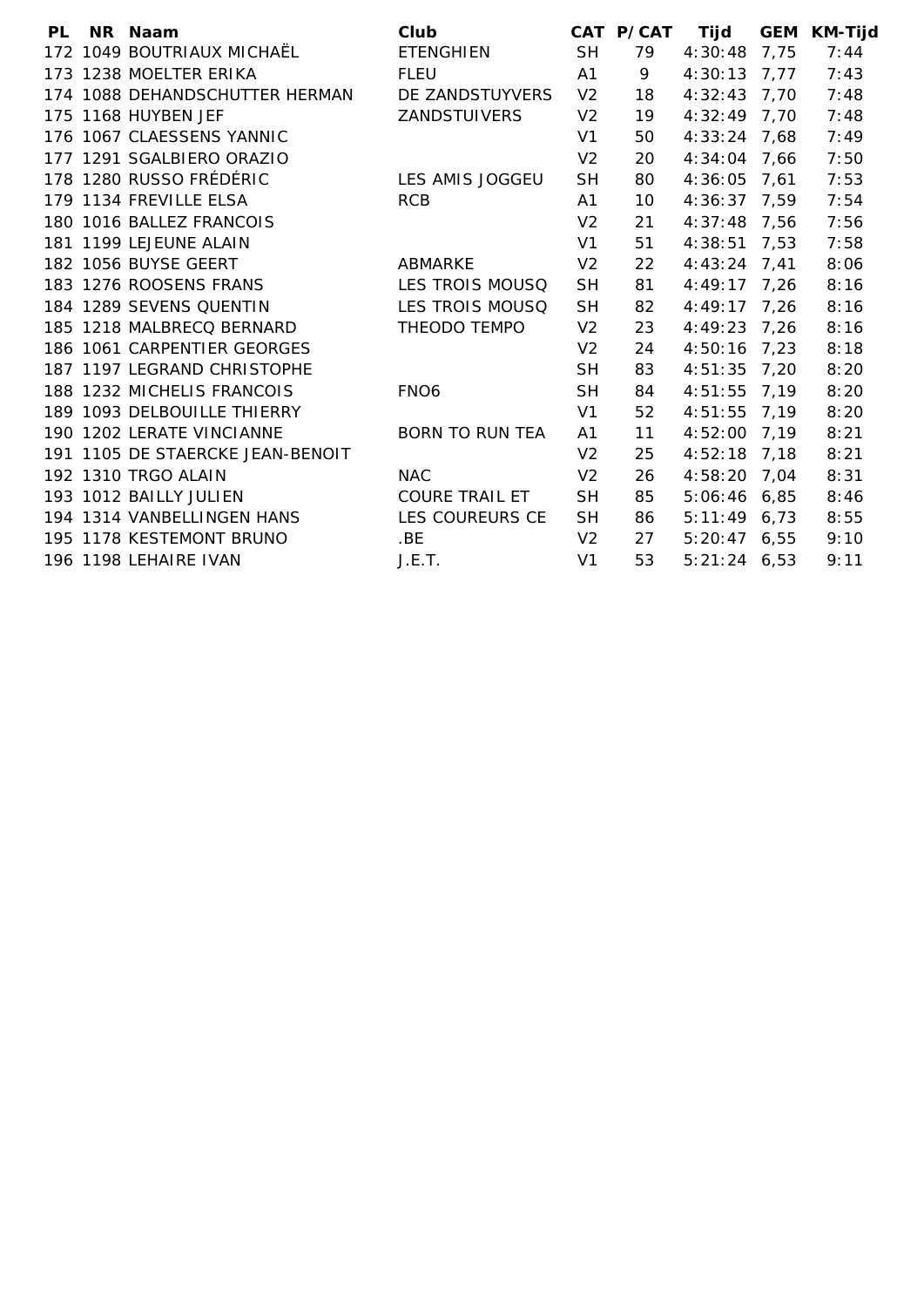| PL | NR | Naam | Club | CAT | P/CAT | Tijd | GEM | KM-Tijd |
|---|---|---|---|---|---|---|---|---|
| 172 | 1049 | BOUTRIAUX MICHAËL | ETENGHIEN | SH | 79 | 4:30:48 | 7,75 | 7:44 |
| 173 | 1238 | MOELTER ERIKA | FLEU | A1 | 9 | 4:30:13 | 7,77 | 7:43 |
| 174 | 1088 | DEHANDSCHUTTER HERMAN | DE ZANDSTUYVERS | V2 | 18 | 4:32:43 | 7,70 | 7:48 |
| 175 | 1168 | HUYBEN JEF | ZANDSTUIVERS | V2 | 19 | 4:32:49 | 7,70 | 7:48 |
| 176 | 1067 | CLAESSENS YANNIC | | V1 | 50 | 4:33:24 | 7,68 | 7:49 |
| 177 | 1291 | SGALBIERO ORAZIO | | V2 | 20 | 4:34:04 | 7,66 | 7:50 |
| 178 | 1280 | RUSSO FRÉDÉRIC | LES AMIS JOGGEU | SH | 80 | 4:36:05 | 7,61 | 7:53 |
| 179 | 1134 | FREVILLE ELSA | RCB | A1 | 10 | 4:36:37 | 7,59 | 7:54 |
| 180 | 1016 | BALLEZ FRANCOIS | | V2 | 21 | 4:37:48 | 7,56 | 7:56 |
| 181 | 1199 | LEJEUNE ALAIN | | V1 | 51 | 4:38:51 | 7,53 | 7:58 |
| 182 | 1056 | BUYSE GEERT | ABMARKE | V2 | 22 | 4:43:24 | 7,41 | 8:06 |
| 183 | 1276 | ROOSENS FRANS | LES TROIS MOUSQ | SH | 81 | 4:49:17 | 7,26 | 8:16 |
| 184 | 1289 | SEVENS QUENTIN | LES TROIS MOUSQ | SH | 82 | 4:49:17 | 7,26 | 8:16 |
| 185 | 1218 | MALBRECQ BERNARD | THEODO TEMPO | V2 | 23 | 4:49:23 | 7,26 | 8:16 |
| 186 | 1061 | CARPENTIER GEORGES | | V2 | 24 | 4:50:16 | 7,23 | 8:18 |
| 187 | 1197 | LEGRAND CHRISTOPHE | | SH | 83 | 4:51:35 | 7,20 | 8:20 |
| 188 | 1232 | MICHELIS FRANCOIS | FNO6 | SH | 84 | 4:51:55 | 7,19 | 8:20 |
| 189 | 1093 | DELBOUILLE THIERRY | | V1 | 52 | 4:51:55 | 7,19 | 8:20 |
| 190 | 1202 | LERATE VINCIANNE | BORN TO RUN TEA | A1 | 11 | 4:52:00 | 7,19 | 8:21 |
| 191 | 1105 | DE STAERCKE JEAN-BENOIT | | V2 | 25 | 4:52:18 | 7,18 | 8:21 |
| 192 | 1310 | TRGO ALAIN | NAC | V2 | 26 | 4:58:20 | 7,04 | 8:31 |
| 193 | 1012 | BAILLY JULIEN | COURE TRAIL ET | SH | 85 | 5:06:46 | 6,85 | 8:46 |
| 194 | 1314 | VANBELLINGEN HANS | LES COUREURS CE | SH | 86 | 5:11:49 | 6,73 | 8:55 |
| 195 | 1178 | KESTEMONT BRUNO | .BE | V2 | 27 | 5:20:47 | 6,55 | 9:10 |
| 196 | 1198 | LEHAIRE IVAN | J.E.T. | V1 | 53 | 5:21:24 | 6,53 | 9:11 |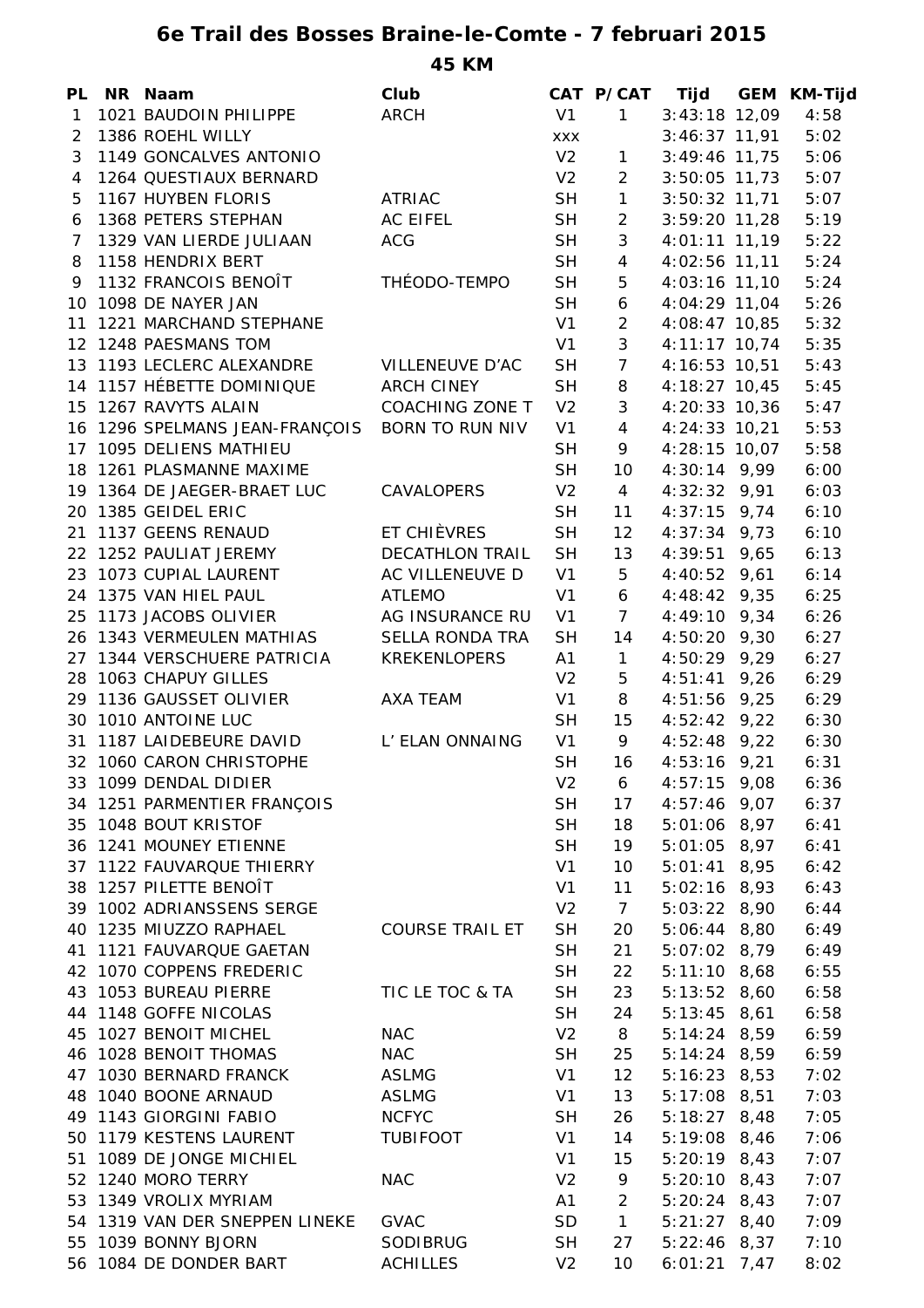# 6e Trail des Bosses Braine-le-Comte - 7 februari 2015

## 45 KM

| PL | NR | Naam | Club | CAT | P/CAT | Tijd | GEM | KM-Tijd |
|---|---|---|---|---|---|---|---|---|
| 1 | 1021 | BAUDOIN PHILIPPE | ARCH | V1 | 1 | 3:43:18 | 12,09 | 4:58 |
| 2 | 1386 | ROEHL WILLY | | xxx | | 3:46:37 | 11,91 | 5:02 |
| 3 | 1149 | GONCALVES ANTONIO | | V2 | 1 | 3:49:46 | 11,75 | 5:06 |
| 4 | 1264 | QUESTIAUX BERNARD | | V2 | 2 | 3:50:05 | 11,73 | 5:07 |
| 5 | 1167 | HUYBEN FLORIS | ATRIAC | SH | 1 | 3:50:32 | 11,71 | 5:07 |
| 6 | 1368 | PETERS STEPHAN | AC EIFEL | SH | 2 | 3:59:20 | 11,28 | 5:19 |
| 7 | 1329 | VAN LIERDE JULIAAN | ACG | SH | 3 | 4:01:11 | 11,19 | 5:22 |
| 8 | 1158 | HENDRIX BERT | | SH | 4 | 4:02:56 | 11,11 | 5:24 |
| 9 | 1132 | FRANCOIS BENOÎT | THÉODO-TEMPO | SH | 5 | 4:03:16 | 11,10 | 5:24 |
| 10 | 1098 | DE NAYER JAN | | SH | 6 | 4:04:29 | 11,04 | 5:26 |
| 11 | 1221 | MARCHAND STEPHANE | | V1 | 2 | 4:08:47 | 10,85 | 5:32 |
| 12 | 1248 | PAESMANS TOM | | V1 | 3 | 4:11:17 | 10,74 | 5:35 |
| 13 | 1193 | LECLERC ALEXANDRE | VILLENEUVE D'AC | SH | 7 | 4:16:53 | 10,51 | 5:43 |
| 14 | 1157 | HÉBETTE DOMINIQUE | ARCH CINEY | SH | 8 | 4:18:27 | 10,45 | 5:45 |
| 15 | 1267 | RAVYTS ALAIN | COACHING ZONE T | V2 | 3 | 4:20:33 | 10,36 | 5:47 |
| 16 | 1296 | SPELMANS JEAN-FRANÇOIS | BORN TO RUN NIV | V1 | 4 | 4:24:33 | 10,21 | 5:53 |
| 17 | 1095 | DELIENS MATHIEU | | SH | 9 | 4:28:15 | 10,07 | 5:58 |
| 18 | 1261 | PLASMANNE MAXIME | | SH | 10 | 4:30:14 | 9,99 | 6:00 |
| 19 | 1364 | DE JAEGER-BRAET LUC | CAVALOPERS | V2 | 4 | 4:32:32 | 9,91 | 6:03 |
| 20 | 1385 | GEIDEL ERIC | | SH | 11 | 4:37:15 | 9,74 | 6:10 |
| 21 | 1137 | GEENS RENAUD | ET CHIÈVRES | SH | 12 | 4:37:34 | 9,73 | 6:10 |
| 22 | 1252 | PAULIAT JEREMY | DECATHLON TRAIL | SH | 13 | 4:39:51 | 9,65 | 6:13 |
| 23 | 1073 | CUPIAL LAURENT | AC VILLENEUVE D | V1 | 5 | 4:40:52 | 9,61 | 6:14 |
| 24 | 1375 | VAN HIEL PAUL | ATLEMO | V1 | 6 | 4:48:42 | 9,35 | 6:25 |
| 25 | 1173 | JACOBS OLIVIER | AG INSURANCE RU | V1 | 7 | 4:49:10 | 9,34 | 6:26 |
| 26 | 1343 | VERMEULEN MATHIAS | SELLA RONDA TRA | SH | 14 | 4:50:20 | 9,30 | 6:27 |
| 27 | 1344 | VERSCHUERE PATRICIA | KREKENLOPERS | A1 | 1 | 4:50:29 | 9,29 | 6:27 |
| 28 | 1063 | CHAPUY GILLES | | V2 | 5 | 4:51:41 | 9,26 | 6:29 |
| 29 | 1136 | GAUSSET OLIVIER | AXA TEAM | V1 | 8 | 4:51:56 | 9,25 | 6:29 |
| 30 | 1010 | ANTOINE LUC | | SH | 15 | 4:52:42 | 9,22 | 6:30 |
| 31 | 1187 | LAIDEBEURE DAVID | L' ELAN ONNAING | V1 | 9 | 4:52:48 | 9,22 | 6:30 |
| 32 | 1060 | CARON CHRISTOPHE | | SH | 16 | 4:53:16 | 9,21 | 6:31 |
| 33 | 1099 | DENDAL DIDIER | | V2 | 6 | 4:57:15 | 9,08 | 6:36 |
| 34 | 1251 | PARMENTIER FRANÇOIS | | SH | 17 | 4:57:46 | 9,07 | 6:37 |
| 35 | 1048 | BOUT KRISTOF | | SH | 18 | 5:01:06 | 8,97 | 6:41 |
| 36 | 1241 | MOUNEY ETIENNE | | SH | 19 | 5:01:05 | 8,97 | 6:41 |
| 37 | 1122 | FAUVARQUE THIERRY | | V1 | 10 | 5:01:41 | 8,95 | 6:42 |
| 38 | 1257 | PILETTE BENOÎT | | V1 | 11 | 5:02:16 | 8,93 | 6:43 |
| 39 | 1002 | ADRIANSSENS SERGE | | V2 | 7 | 5:03:22 | 8,90 | 6:44 |
| 40 | 1235 | MIUZZO RAPHAEL | COURSE TRAIL ET | SH | 20 | 5:06:44 | 8,80 | 6:49 |
| 41 | 1121 | FAUVARQUE GAETAN | | SH | 21 | 5:07:02 | 8,79 | 6:49 |
| 42 | 1070 | COPPENS FREDERIC | | SH | 22 | 5:11:10 | 8,68 | 6:55 |
| 43 | 1053 | BUREAU PIERRE | TIC LE TOC & TA | SH | 23 | 5:13:52 | 8,60 | 6:58 |
| 44 | 1148 | GOFFE NICOLAS | | SH | 24 | 5:13:45 | 8,61 | 6:58 |
| 45 | 1027 | BENOIT MICHEL | NAC | V2 | 8 | 5:14:24 | 8,59 | 6:59 |
| 46 | 1028 | BENOIT THOMAS | NAC | SH | 25 | 5:14:24 | 8,59 | 6:59 |
| 47 | 1030 | BERNARD FRANCK | ASLMG | V1 | 12 | 5:16:23 | 8,53 | 7:02 |
| 48 | 1040 | BOONE ARNAUD | ASLMG | V1 | 13 | 5:17:08 | 8,51 | 7:03 |
| 49 | 1143 | GIORGINI FABIO | NCFYC | SH | 26 | 5:18:27 | 8,48 | 7:05 |
| 50 | 1179 | KESTENS LAURENT | TUBIFOOT | V1 | 14 | 5:19:08 | 8,46 | 7:06 |
| 51 | 1089 | DE JONGE MICHIEL | | V1 | 15 | 5:20:19 | 8,43 | 7:07 |
| 52 | 1240 | MORO TERRY | NAC | V2 | 9 | 5:20:10 | 8,43 | 7:07 |
| 53 | 1349 | VROLIX MYRIAM | | A1 | 2 | 5:20:24 | 8,43 | 7:07 |
| 54 | 1319 | VAN DER SNEPPEN LINEKE | GVAC | SD | 1 | 5:21:27 | 8,40 | 7:09 |
| 55 | 1039 | BONNY BJORN | SODIBRUG | SH | 27 | 5:22:46 | 8,37 | 7:10 |
| 56 | 1084 | DE DONDER BART | ACHILLES | V2 | 10 | 6:01:21 | 7,47 | 8:02 |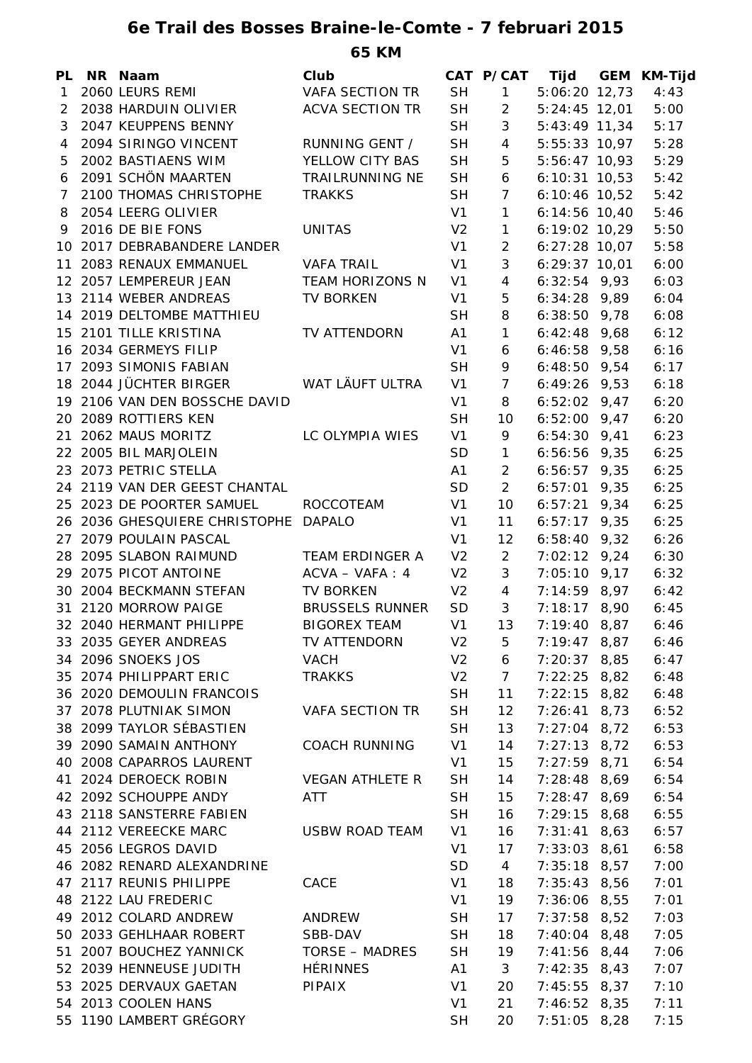# 6e Trail des Bosses Braine-le-Comte - 7 februari 2015

## 65 KM

| PL | NR | Naam | Club | CAT | P/CAT | Tijd | GEM | KM-Tijd |
|---|---|---|---|---|---|---|---|---|
| 1 | 2060 | LEURS REMI | VAFA SECTION TR | SH | 1 | 5:06:20 | 12,73 | 4:43 |
| 2 | 2038 | HARDUIN OLIVIER | ACVA SECTION TR | SH | 2 | 5:24:45 | 12,01 | 5:00 |
| 3 | 2047 | KEUPPENS BENNY | | SH | 3 | 5:43:49 | 11,34 | 5:17 |
| 4 | 2094 | SIRINGO VINCENT | RUNNING GENT / | SH | 4 | 5:55:33 | 10,97 | 5:28 |
| 5 | 2002 | BASTIAENS WIM | YELLOW CITY BAS | SH | 5 | 5:56:47 | 10,93 | 5:29 |
| 6 | 2091 | SCHÖN MAARTEN | TRAILRUNNING NE | SH | 6 | 6:10:31 | 10,53 | 5:42 |
| 7 | 2100 | THOMAS CHRISTOPHE | TRAKKS | SH | 7 | 6:10:46 | 10,52 | 5:42 |
| 8 | 2054 | LEERG OLIVIER | | V1 | 1 | 6:14:56 | 10,40 | 5:46 |
| 9 | 2016 | DE BIE FONS | UNITAS | V2 | 1 | 6:19:02 | 10,29 | 5:50 |
| 10 | 2017 | DEBRABANDERE LANDER | | V1 | 2 | 6:27:28 | 10,07 | 5:58 |
| 11 | 2083 | RENAUX EMMANUEL | VAFA TRAIL | V1 | 3 | 6:29:37 | 10,01 | 6:00 |
| 12 | 2057 | LEMPEREUR JEAN | TEAM HORIZONS N | V1 | 4 | 6:32:54 | 9,93 | 6:03 |
| 13 | 2114 | WEBER ANDREAS | TV BORKEN | V1 | 5 | 6:34:28 | 9,89 | 6:04 |
| 14 | 2019 | DELTOMBE MATTHIEU | | SH | 8 | 6:38:50 | 9,78 | 6:08 |
| 15 | 2101 | TILLE KRISTINA | TV ATTENDORN | A1 | 1 | 6:42:48 | 9,68 | 6:12 |
| 16 | 2034 | GERMEYS FILIP | | V1 | 6 | 6:46:58 | 9,58 | 6:16 |
| 17 | 2093 | SIMONIS FABIAN | | SH | 9 | 6:48:50 | 9,54 | 6:17 |
| 18 | 2044 | JÜCHTER BIRGER | WAT LÄUFT ULTRA | V1 | 7 | 6:49:26 | 9,53 | 6:18 |
| 19 | 2106 | VAN DEN BOSSCHE DAVID | | V1 | 8 | 6:52:02 | 9,47 | 6:20 |
| 20 | 2089 | ROTTIERS KEN | | SH | 10 | 6:52:00 | 9,47 | 6:20 |
| 21 | 2062 | MAUS MORITZ | LC OLYMPIA WIES | V1 | 9 | 6:54:30 | 9,41 | 6:23 |
| 22 | 2005 | BIL MARJOLEIN | | SD | 1 | 6:56:56 | 9,35 | 6:25 |
| 23 | 2073 | PETRIC STELLA | | A1 | 2 | 6:56:57 | 9,35 | 6:25 |
| 24 | 2119 | VAN DER GEEST CHANTAL | | SD | 2 | 6:57:01 | 9,35 | 6:25 |
| 25 | 2023 | DE POORTER SAMUEL | ROCCOTEAM | V1 | 10 | 6:57:21 | 9,34 | 6:25 |
| 26 | 2036 | GHESQUIERE CHRISTOPHE | DAPALO | V1 | 11 | 6:57:17 | 9,35 | 6:25 |
| 27 | 2079 | POULAIN PASCAL | | V1 | 12 | 6:58:40 | 9,32 | 6:26 |
| 28 | 2095 | SLABON RAIMUND | TEAM ERDINGER A | V2 | 2 | 7:02:12 | 9,24 | 6:30 |
| 29 | 2075 | PICOT ANTOINE | ACVA – VAFA : 4 | V2 | 3 | 7:05:10 | 9,17 | 6:32 |
| 30 | 2004 | BECKMANN STEFAN | TV BORKEN | V2 | 4 | 7:14:59 | 8,97 | 6:42 |
| 31 | 2120 | MORROW PAIGE | BRUSSELS RUNNER | SD | 3 | 7:18:17 | 8,90 | 6:45 |
| 32 | 2040 | HERMANT PHILIPPE | BIGOREX TEAM | V1 | 13 | 7:19:40 | 8,87 | 6:46 |
| 33 | 2035 | GEYER ANDREAS | TV ATTENDORN | V2 | 5 | 7:19:47 | 8,87 | 6:46 |
| 34 | 2096 | SNOEKS JOS | VACH | V2 | 6 | 7:20:37 | 8,85 | 6:47 |
| 35 | 2074 | PHILIPPART ERIC | TRAKKS | V2 | 7 | 7:22:25 | 8,82 | 6:48 |
| 36 | 2020 | DEMOULIN FRANCOIS | | SH | 11 | 7:22:15 | 8,82 | 6:48 |
| 37 | 2078 | PLUTNIAK SIMON | VAFA SECTION TR | SH | 12 | 7:26:41 | 8,73 | 6:52 |
| 38 | 2099 | TAYLOR SÉBASTIEN | | SH | 13 | 7:27:04 | 8,72 | 6:53 |
| 39 | 2090 | SAMAIN ANTHONY | COACH RUNNING | V1 | 14 | 7:27:13 | 8,72 | 6:53 |
| 40 | 2008 | CAPARROS LAURENT | | V1 | 15 | 7:27:59 | 8,71 | 6:54 |
| 41 | 2024 | DEROECK ROBIN | VEGAN ATHLETE R | SH | 14 | 7:28:48 | 8,69 | 6:54 |
| 42 | 2092 | SCHOUPPE ANDY | ATT | SH | 15 | 7:28:47 | 8,69 | 6:54 |
| 43 | 2118 | SANSTERRE FABIEN | | SH | 16 | 7:29:15 | 8,68 | 6:55 |
| 44 | 2112 | VEREECKE MARC | USBW ROAD TEAM | V1 | 16 | 7:31:41 | 8,63 | 6:57 |
| 45 | 2056 | LEGROS DAVID | | V1 | 17 | 7:33:03 | 8,61 | 6:58 |
| 46 | 2082 | RENARD ALEXANDRINE | | SD | 4 | 7:35:18 | 8,57 | 7:00 |
| 47 | 2117 | REUNIS PHILIPPE | CACE | V1 | 18 | 7:35:43 | 8,56 | 7:01 |
| 48 | 2122 | LAU FREDERIC | | V1 | 19 | 7:36:06 | 8,55 | 7:01 |
| 49 | 2012 | COLARD ANDREW | ANDREW | SH | 17 | 7:37:58 | 8,52 | 7:03 |
| 50 | 2033 | GEHLHAAR ROBERT | SBB-DAV | SH | 18 | 7:40:04 | 8,48 | 7:05 |
| 51 | 2007 | BOUCHEZ YANNICK | TORSE – MADRES | SH | 19 | 7:41:56 | 8,44 | 7:06 |
| 52 | 2039 | HENNEUSE JUDITH | HÉRINNES | A1 | 3 | 7:42:35 | 8,43 | 7:07 |
| 53 | 2025 | DERVAUX GAETAN | PIPAIX | V1 | 20 | 7:45:55 | 8,37 | 7:10 |
| 54 | 2013 | COOLEN HANS | | V1 | 21 | 7:46:52 | 8,35 | 7:11 |
| 55 | 1190 | LAMBERT GRÉGORY | | SH | 20 | 7:51:05 | 8,28 | 7:15 |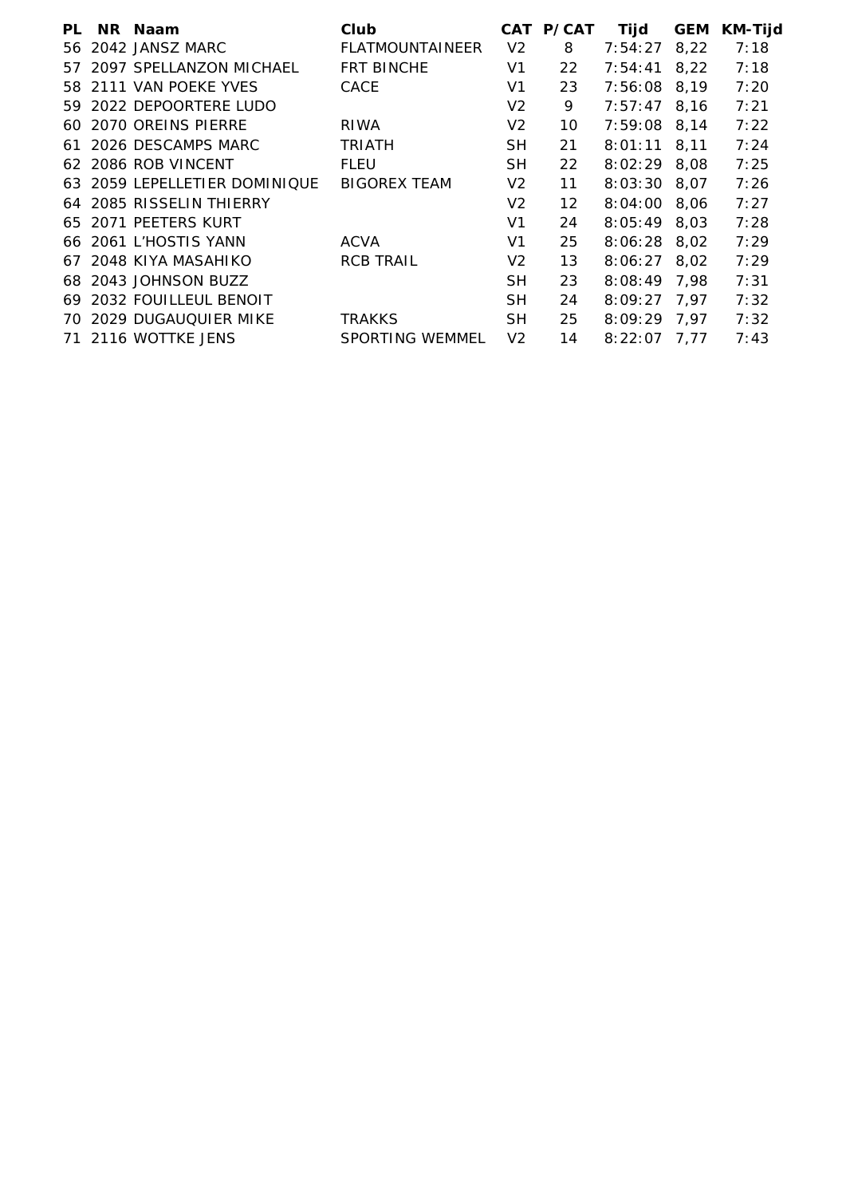| PL | NR | Naam | Club | CAT | P/CAT | Tijd | GEM | KM-Tijd |
|---|---|---|---|---|---|---|---|---|
| 56 | 2042 | JANSZ MARC | FLATMOUNTAINEER | V2 | 8 | 7:54:27 | 8,22 | 7:18 |
| 57 | 2097 | SPELLANZON MICHAEL | FRT BINCHE | V1 | 22 | 7:54:41 | 8,22 | 7:18 |
| 58 | 2111 | VAN POEKE YVES | CACE | V1 | 23 | 7:56:08 | 8,19 | 7:20 |
| 59 | 2022 | DEPOORTERE LUDO | | V2 | 9 | 7:57:47 | 8,16 | 7:21 |
| 60 | 2070 | OREINS PIERRE | RIWA | V2 | 10 | 7:59:08 | 8,14 | 7:22 |
| 61 | 2026 | DESCAMPS MARC | TRIATH | SH | 21 | 8:01:11 | 8,11 | 7:24 |
| 62 | 2086 | ROB VINCENT | FLEU | SH | 22 | 8:02:29 | 8,08 | 7:25 |
| 63 | 2059 | LEPELLETIER DOMINIQUE | BIGOREX TEAM | V2 | 11 | 8:03:30 | 8,07 | 7:26 |
| 64 | 2085 | RISSELIN THIERRY | | V2 | 12 | 8:04:00 | 8,06 | 7:27 |
| 65 | 2071 | PEETERS KURT | | V1 | 24 | 8:05:49 | 8,03 | 7:28 |
| 66 | 2061 | L'HOSTIS YANN | ACVA | V1 | 25 | 8:06:28 | 8,02 | 7:29 |
| 67 | 2048 | KIYA MASAHIKO | RCB TRAIL | V2 | 13 | 8:06:27 | 8,02 | 7:29 |
| 68 | 2043 | JOHNSON BUZZ | | SH | 23 | 8:08:49 | 7,98 | 7:31 |
| 69 | 2032 | FOUILLEUL BENOIT | | SH | 24 | 8:09:27 | 7,97 | 7:32 |
| 70 | 2029 | DUGAUQUIER MIKE | TRAKKS | SH | 25 | 8:09:29 | 7,97 | 7:32 |
| 71 | 2116 | WOTTKE JENS | SPORTING WEMMEL | V2 | 14 | 8:22:07 | 7,77 | 7:43 |